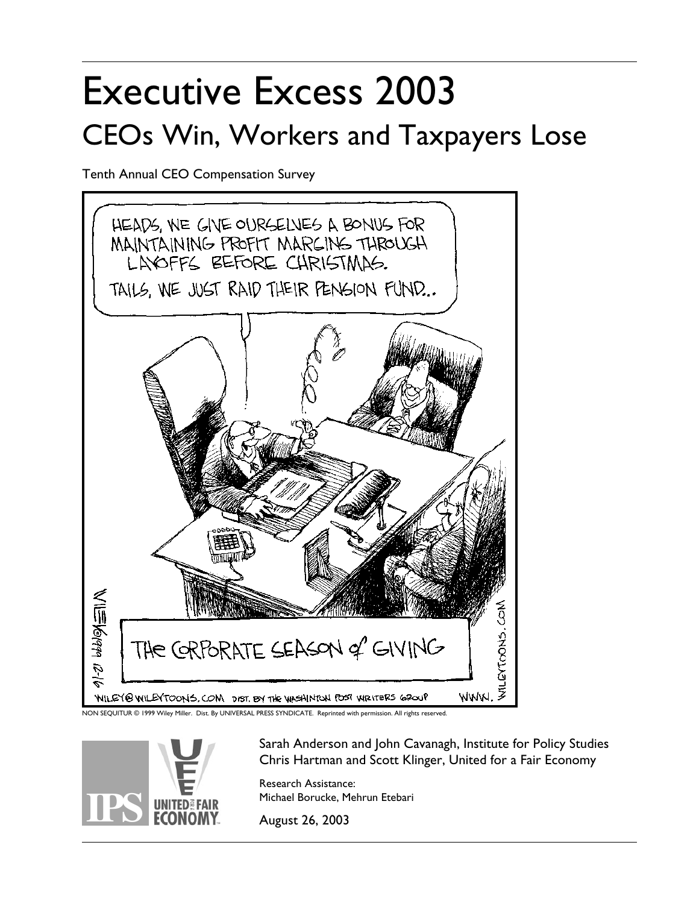# Executive Excess 2003

## CEOs Win, Workers and Taxpayers Lose

Tenth Annual CEO Compensation Survey

NON SEQUITUR © 1999 Wiley Miller. Dist. By UNIVERSAL PRESS SYNDICATE. Reprinted with permission. All rights reserved.

Sarah Anderson and John Cavanagh, Institute for Policy Studies
Chris Hartman and Scott Klinger, United for a Fair Economy

Research Assistance:
Michael Borucke, Mehrun Etebari

August 26, 2003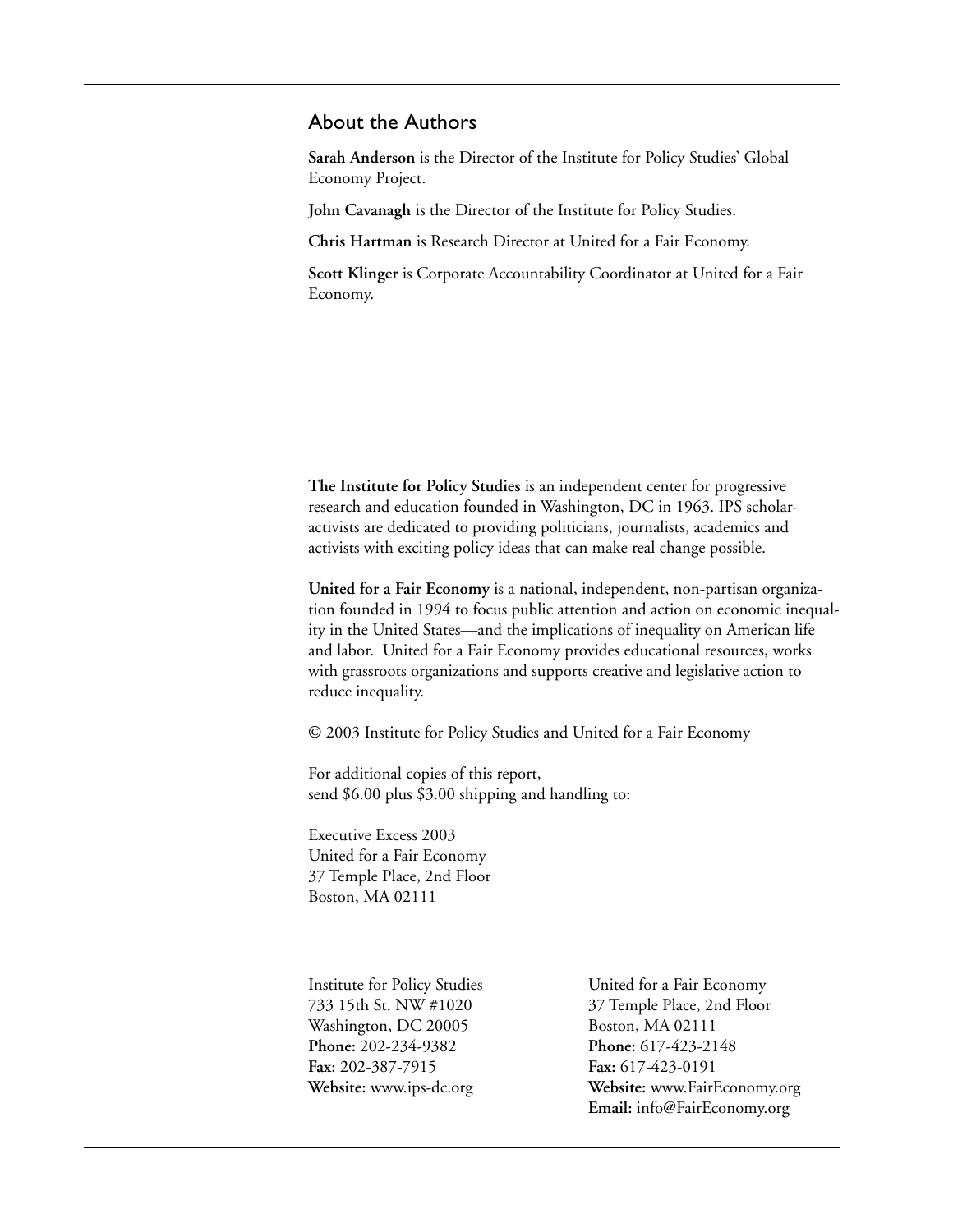## About the Authors

**Sarah Anderson** is the Director of the Institute for Policy Studies' Global Economy Project.

**John Cavanagh** is the Director of the Institute for Policy Studies.

**Chris Hartman** is Research Director at United for a Fair Economy.

**Scott Klinger** is Corporate Accountability Coordinator at United for a Fair Economy.

**The Institute for Policy Studies** is an independent center for progressive research and education founded in Washington, DC in 1963. IPS scholar-activists are dedicated to providing politicians, journalists, academics and activists with exciting policy ideas that can make real change possible.

**United for a Fair Economy** is a national, independent, non-partisan organization founded in 1994 to focus public attention and action on economic inequality in the United States—and the implications of inequality on American life and labor. United for a Fair Economy provides educational resources, works with grassroots organizations and supports creative and legislative action to reduce inequality.

© 2003 Institute for Policy Studies and United for a Fair Economy

For additional copies of this report,
send $6.00 plus $3.00 shipping and handling to:

Executive Excess 2003
United for a Fair Economy
37 Temple Place, 2nd Floor
Boston, MA 02111

Institute for Policy Studies
733 15th St. NW #1020
Washington, DC 20005
**Phone:** 202-234-9382
**Fax:** 202-387-7915
**Website:** www.ips-dc.org

United for a Fair Economy
37 Temple Place, 2nd Floor
Boston, MA 02111
**Phone:** 617-423-2148
**Fax:** 617-423-0191
**Website:** www.FairEconomy.org
**Email:** info@FairEconomy.org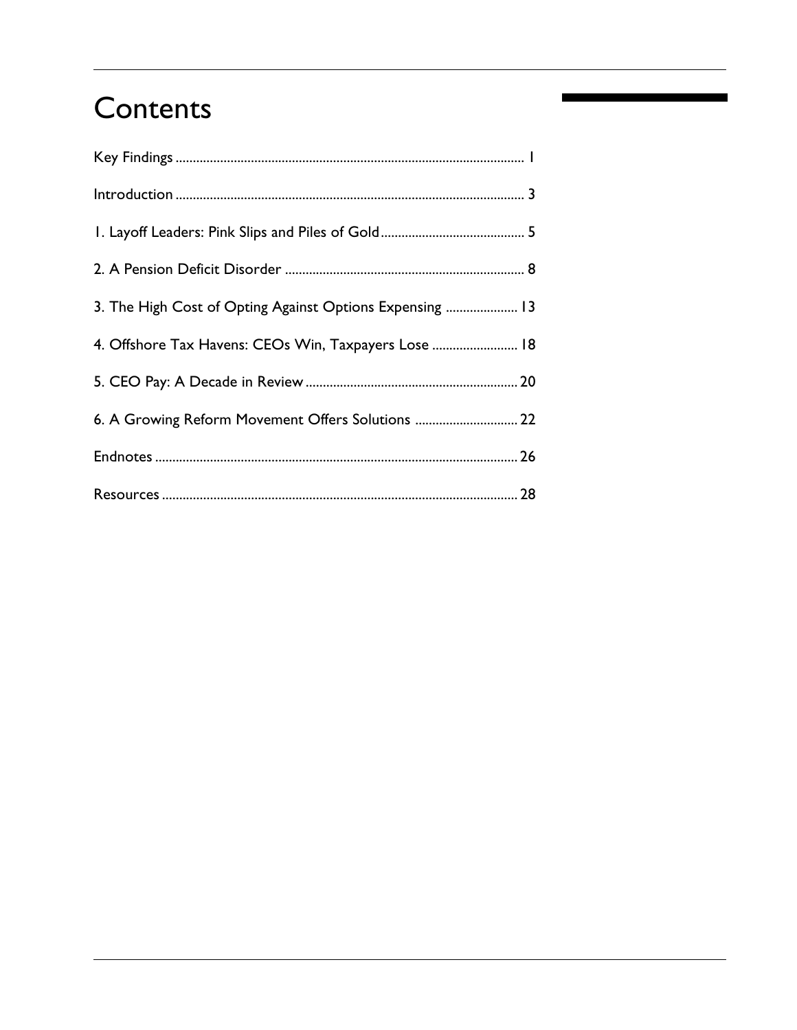# Contents

Key Findings ........................................................................................................ 1

Introduction ........................................................................................................ 3

1. Layoff Leaders: Pink Slips and Piles of Gold .......................................... 5

2. A Pension Deficit Disorder ..................................................................... 8

3. The High Cost of Opting Against Options Expensing ..................... 13

4. Offshore Tax Havens: CEOs Win, Taxpayers Lose ......................... 18

5. CEO Pay: A Decade in Review .............................................................. 20

6. A Growing Reform Movement Offers Solutions .............................. 22

Endnotes ........................................................................................................... 26

Resources .......................................................................................................... 28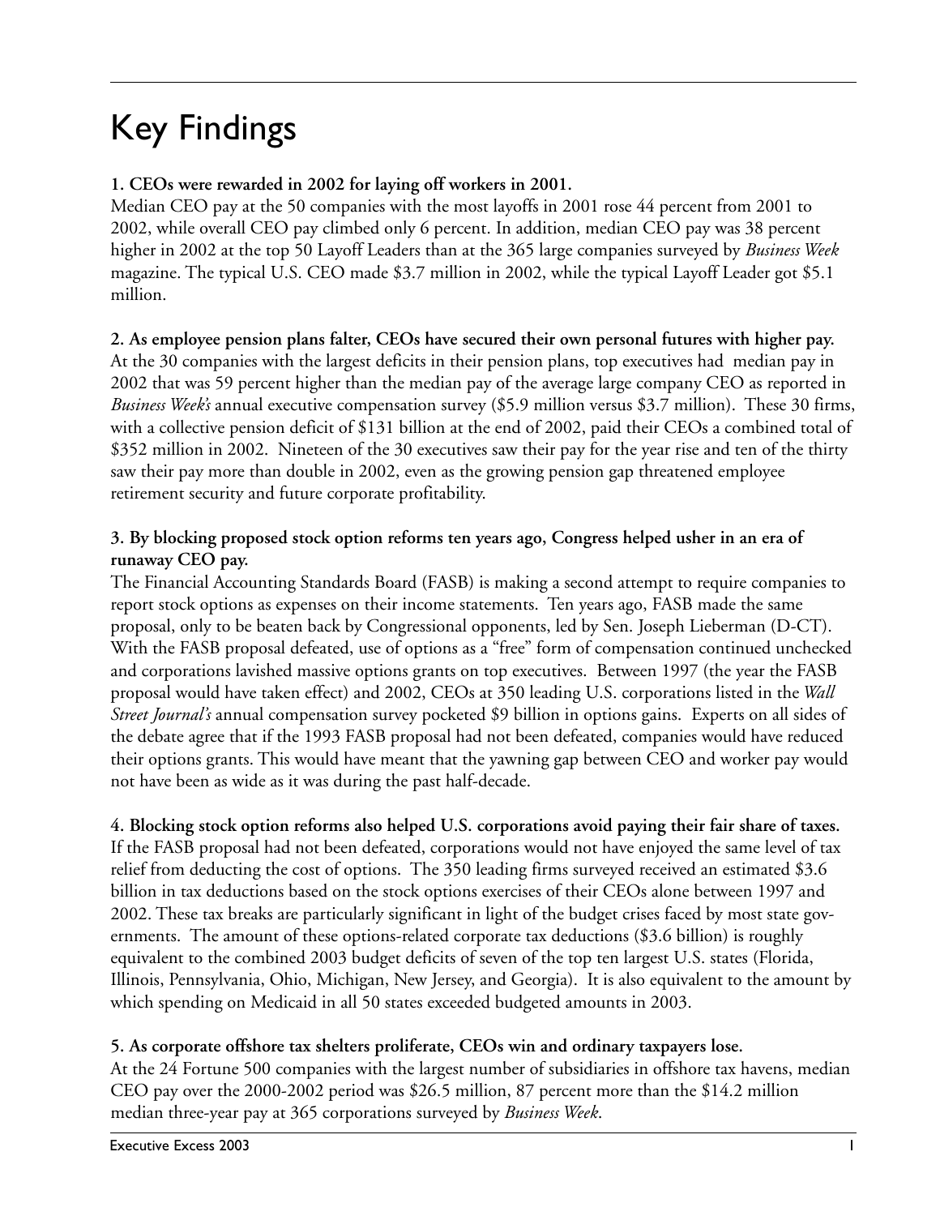# Key Findings

**1. CEOs were rewarded in 2002 for laying off workers in 2001.**
Median CEO pay at the 50 companies with the most layoffs in 2001 rose 44 percent from 2001 to 2002, while overall CEO pay climbed only 6 percent. In addition, median CEO pay was 38 percent higher in 2002 at the top 50 Layoff Leaders than at the 365 large companies surveyed by *Business Week* magazine. The typical U.S. CEO made $3.7 million in 2002, while the typical Layoff Leader got $5.1 million.

**2. As employee pension plans falter, CEOs have secured their own personal futures with higher pay.**
At the 30 companies with the largest deficits in their pension plans, top executives had median pay in 2002 that was 59 percent higher than the median pay of the average large company CEO as reported in *Business Week's* annual executive compensation survey ($5.9 million versus $3.7 million). These 30 firms, with a collective pension deficit of $131 billion at the end of 2002, paid their CEOs a combined total of $352 million in 2002. Nineteen of the 30 executives saw their pay for the year rise and ten of the thirty saw their pay more than double in 2002, even as the growing pension gap threatened employee retirement security and future corporate profitability.

**3. By blocking proposed stock option reforms ten years ago, Congress helped usher in an era of runaway CEO pay.**
The Financial Accounting Standards Board (FASB) is making a second attempt to require companies to report stock options as expenses on their income statements. Ten years ago, FASB made the same proposal, only to be beaten back by Congressional opponents, led by Sen. Joseph Lieberman (D-CT). With the FASB proposal defeated, use of options as a "free" form of compensation continued unchecked and corporations lavished massive options grants on top executives. Between 1997 (the year the FASB proposal would have taken effect) and 2002, CEOs at 350 leading U.S. corporations listed in the *Wall Street Journal's* annual compensation survey pocketed $9 billion in options gains. Experts on all sides of the debate agree that if the 1993 FASB proposal had not been defeated, companies would have reduced their options grants. This would have meant that the yawning gap between CEO and worker pay would not have been as wide as it was during the past half-decade.

**4. Blocking stock option reforms also helped U.S. corporations avoid paying their fair share of taxes.**
If the FASB proposal had not been defeated, corporations would not have enjoyed the same level of tax relief from deducting the cost of options. The 350 leading firms surveyed received an estimated $3.6 billion in tax deductions based on the stock options exercises of their CEOs alone between 1997 and 2002. These tax breaks are particularly significant in light of the budget crises faced by most state governments. The amount of these options-related corporate tax deductions ($3.6 billion) is roughly equivalent to the combined 2003 budget deficits of seven of the top ten largest U.S. states (Florida, Illinois, Pennsylvania, Ohio, Michigan, New Jersey, and Georgia). It is also equivalent to the amount by which spending on Medicaid in all 50 states exceeded budgeted amounts in 2003.

**5. As corporate offshore tax shelters proliferate, CEOs win and ordinary taxpayers lose.**
At the 24 Fortune 500 companies with the largest number of subsidiaries in offshore tax havens, median CEO pay over the 2000-2002 period was $26.5 million, 87 percent more than the $14.2 million median three-year pay at 365 corporations surveyed by *Business Week*.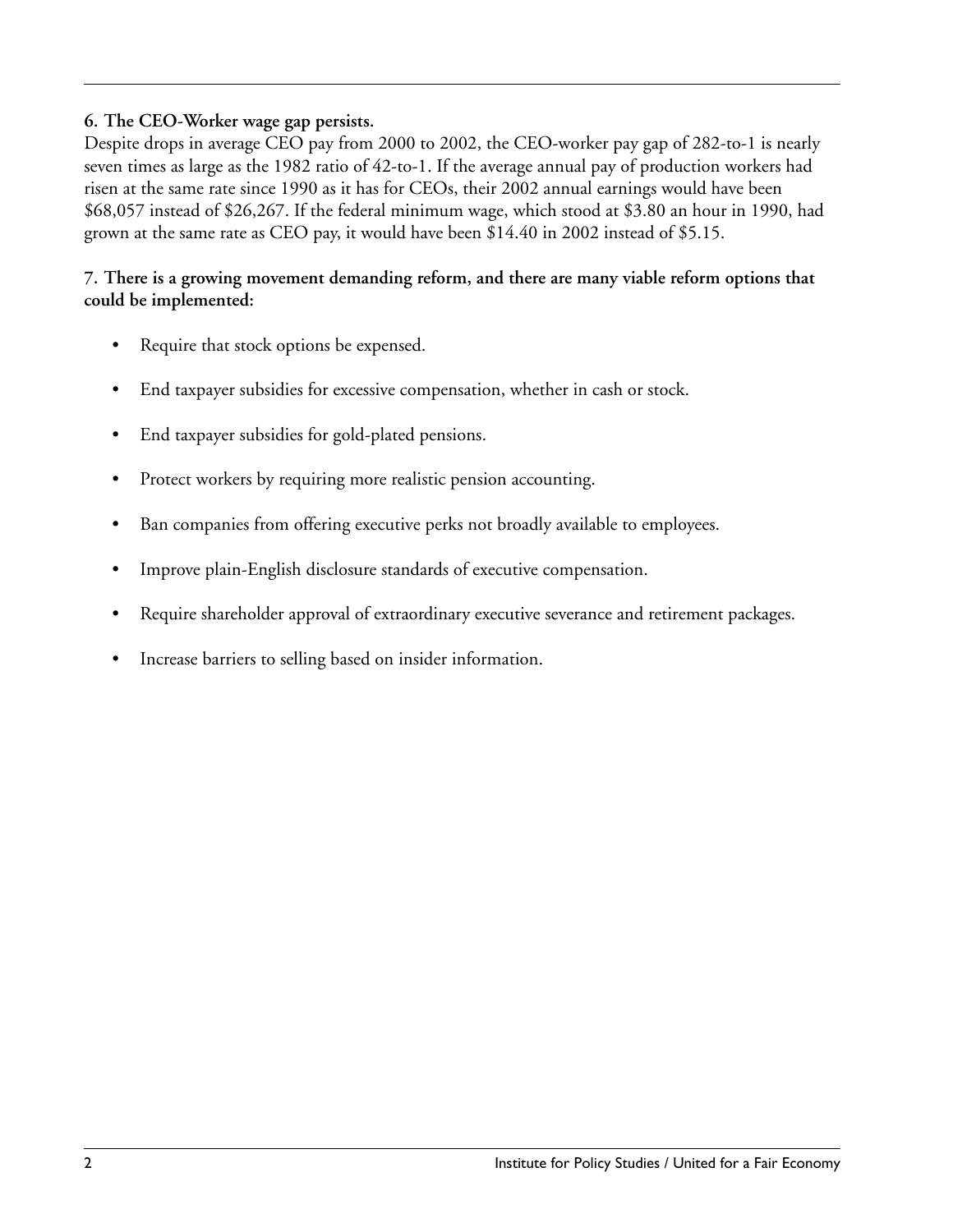**6. The CEO-Worker wage gap persists.**

Despite drops in average CEO pay from 2000 to 2002, the CEO-worker pay gap of 282-to-1 is nearly seven times as large as the 1982 ratio of 42-to-1. If the average annual pay of production workers had risen at the same rate since 1990 as it has for CEOs, their 2002 annual earnings would have been $68,057 instead of $26,267. If the federal minimum wage, which stood at $3.80 an hour in 1990, had grown at the same rate as CEO pay, it would have been $14.40 in 2002 instead of $5.15.

**7. There is a growing movement demanding reform, and there are many viable reform options that could be implemented:**

- Require that stock options be expensed.
- End taxpayer subsidies for excessive compensation, whether in cash or stock.
- End taxpayer subsidies for gold-plated pensions.
- Protect workers by requiring more realistic pension accounting.
- Ban companies from offering executive perks not broadly available to employees.
- Improve plain-English disclosure standards of executive compensation.
- Require shareholder approval of extraordinary executive severance and retirement packages.
- Increase barriers to selling based on insider information.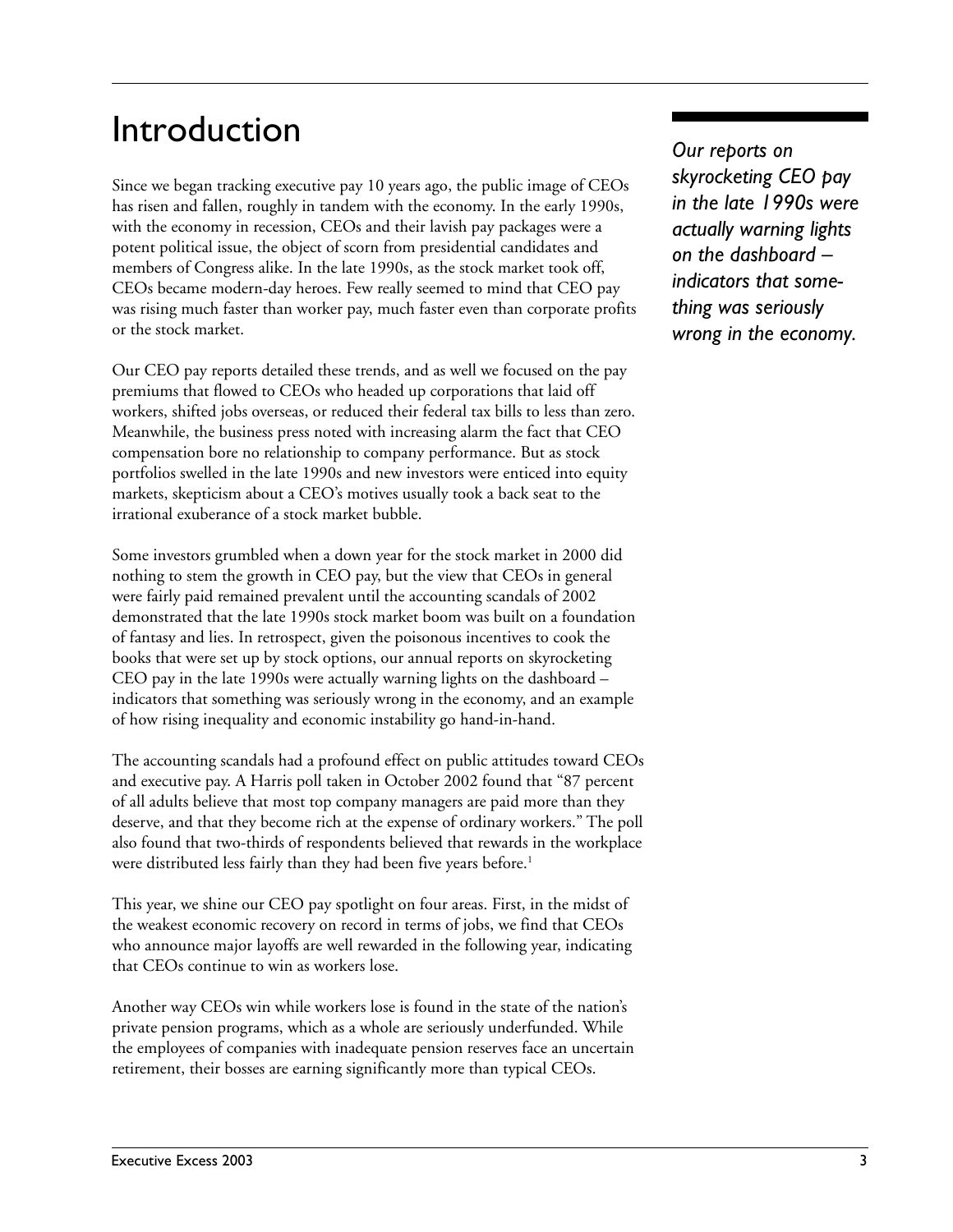# Introduction

Since we began tracking executive pay 10 years ago, the public image of CEOs has risen and fallen, roughly in tandem with the economy. In the early 1990s, with the economy in recession, CEOs and their lavish pay packages were a potent political issue, the object of scorn from presidential candidates and members of Congress alike. In the late 1990s, as the stock market took off, CEOs became modern-day heroes. Few really seemed to mind that CEO pay was rising much faster than worker pay, much faster even than corporate profits or the stock market.

*Our reports on skyrocketing CEO pay in the late 1990s were actually warning lights on the dashboard – indicators that something was seriously wrong in the economy.*

Our CEO pay reports detailed these trends, and as well we focused on the pay premiums that flowed to CEOs who headed up corporations that laid off workers, shifted jobs overseas, or reduced their federal tax bills to less than zero. Meanwhile, the business press noted with increasing alarm the fact that CEO compensation bore no relationship to company performance. But as stock portfolios swelled in the late 1990s and new investors were enticed into equity markets, skepticism about a CEO's motives usually took a back seat to the irrational exuberance of a stock market bubble.

Some investors grumbled when a down year for the stock market in 2000 did nothing to stem the growth in CEO pay, but the view that CEOs in general were fairly paid remained prevalent until the accounting scandals of 2002 demonstrated that the late 1990s stock market boom was built on a foundation of fantasy and lies. In retrospect, given the poisonous incentives to cook the books that were set up by stock options, our annual reports on skyrocketing CEO pay in the late 1990s were actually warning lights on the dashboard – indicators that something was seriously wrong in the economy, and an example of how rising inequality and economic instability go hand-in-hand.

The accounting scandals had a profound effect on public attitudes toward CEOs and executive pay. A Harris poll taken in October 2002 found that "87 percent of all adults believe that most top company managers are paid more than they deserve, and that they become rich at the expense of ordinary workers." The poll also found that two-thirds of respondents believed that rewards in the workplace were distributed less fairly than they had been five years before.[1]

This year, we shine our CEO pay spotlight on four areas. First, in the midst of the weakest economic recovery on record in terms of jobs, we find that CEOs who announce major layoffs are well rewarded in the following year, indicating that CEOs continue to win as workers lose.

Another way CEOs win while workers lose is found in the state of the nation's private pension programs, which as a whole are seriously underfunded. While the employees of companies with inadequate pension reserves face an uncertain retirement, their bosses are earning significantly more than typical CEOs.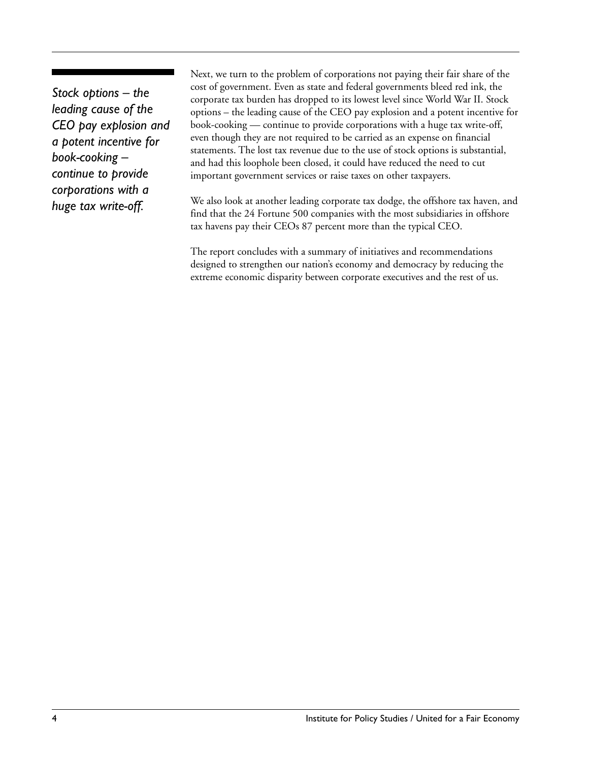*Stock options – the leading cause of the CEO pay explosion and a potent incentive for book-cooking – continue to provide corporations with a huge tax write-off.*

Next, we turn to the problem of corporations not paying their fair share of the cost of government. Even as state and federal governments bleed red ink, the corporate tax burden has dropped to its lowest level since World War II. Stock options – the leading cause of the CEO pay explosion and a potent incentive for book-cooking — continue to provide corporations with a huge tax write-off, even though they are not required to be carried as an expense on financial statements. The lost tax revenue due to the use of stock options is substantial, and had this loophole been closed, it could have reduced the need to cut important government services or raise taxes on other taxpayers.

We also look at another leading corporate tax dodge, the offshore tax haven, and find that the 24 Fortune 500 companies with the most subsidiaries in offshore tax havens pay their CEOs 87 percent more than the typical CEO.

The report concludes with a summary of initiatives and recommendations designed to strengthen our nation's economy and democracy by reducing the extreme economic disparity between corporate executives and the rest of us.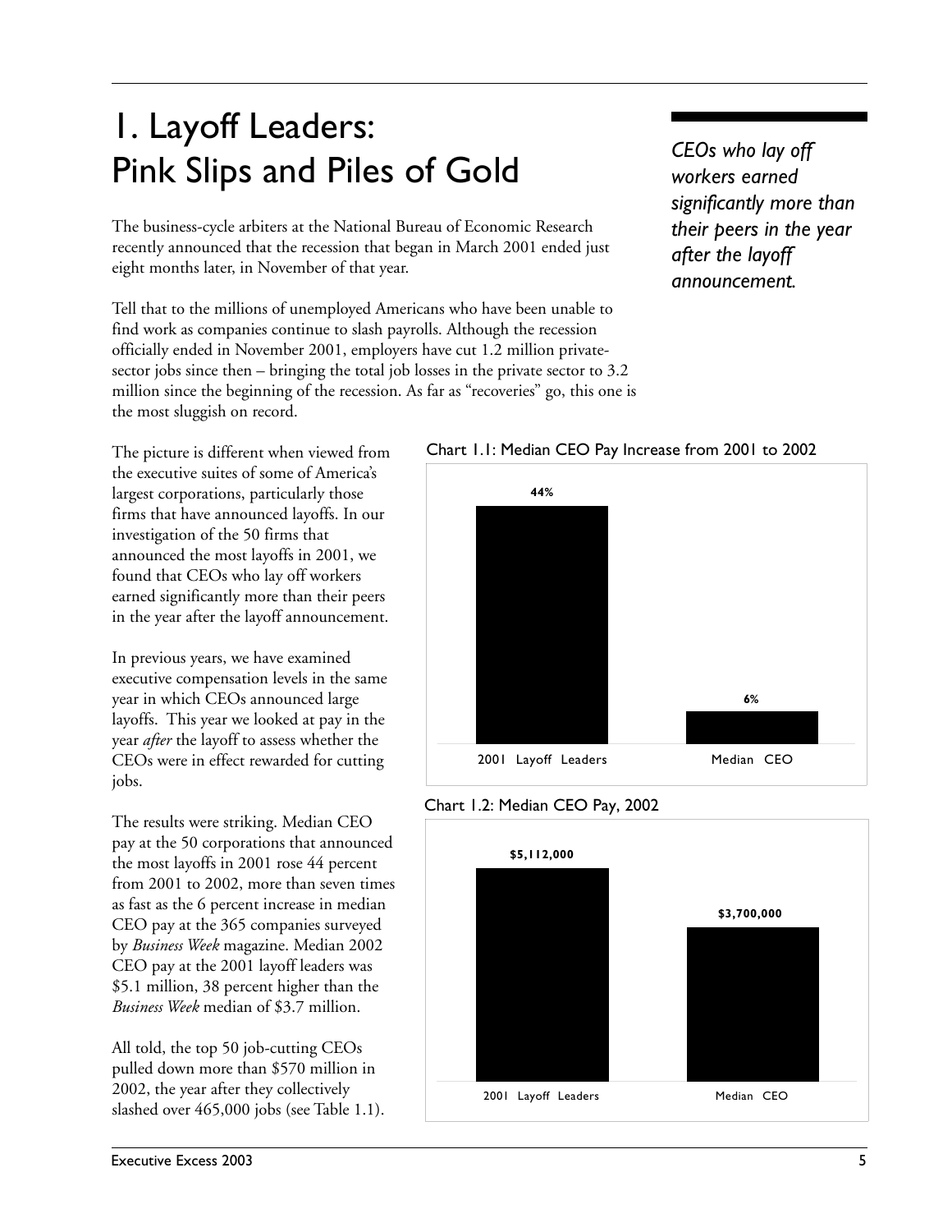# 1. Layoff Leaders: Pink Slips and Piles of Gold

*CEOs who lay off workers earned significantly more than their peers in the year after the layoff announcement.*

The business-cycle arbiters at the National Bureau of Economic Research recently announced that the recession that began in March 2001 ended just eight months later, in November of that year.

Tell that to the millions of unemployed Americans who have been unable to find work as companies continue to slash payrolls. Although the recession officially ended in November 2001, employers have cut 1.2 million private-sector jobs since then – bringing the total job losses in the private sector to 3.2 million since the beginning of the recession. As far as "recoveries" go, this one is the most sluggish on record.

The picture is different when viewed from the executive suites of some of America's largest corporations, particularly those firms that have announced layoffs. In our investigation of the 50 firms that announced the most layoffs in 2001, we found that CEOs who lay off workers earned significantly more than their peers in the year after the layoff announcement.

In previous years, we have examined executive compensation levels in the same year in which CEOs announced large layoffs. This year we looked at pay in the year *after* the layoff to assess whether the CEOs were in effect rewarded for cutting jobs.

The results were striking. Median CEO pay at the 50 corporations that announced the most layoffs in 2001 rose 44 percent from 2001 to 2002, more than seven times as fast as the 6 percent increase in median CEO pay at the 365 companies surveyed by *Business Week* magazine. Median 2002 CEO pay at the 2001 layoff leaders was \$5.1 million, 38 percent higher than the *Business Week* median of \$3.7 million.

All told, the top 50 job-cutting CEOs pulled down more than \$570 million in 2002, the year after they collectively slashed over 465,000 jobs (see Table 1.1).

Chart 1.1: Median CEO Pay Increase from 2001 to 2002

| | 2001 Layoff Leaders | Median CEO |
|---|---|---|
| Increase | 44% | 6% |

Chart 1.2: Median CEO Pay, 2002

| | 2001 Layoff Leaders | Median CEO |
|---|---|---|
| Pay | \$5,112,000 | \$3,700,000 |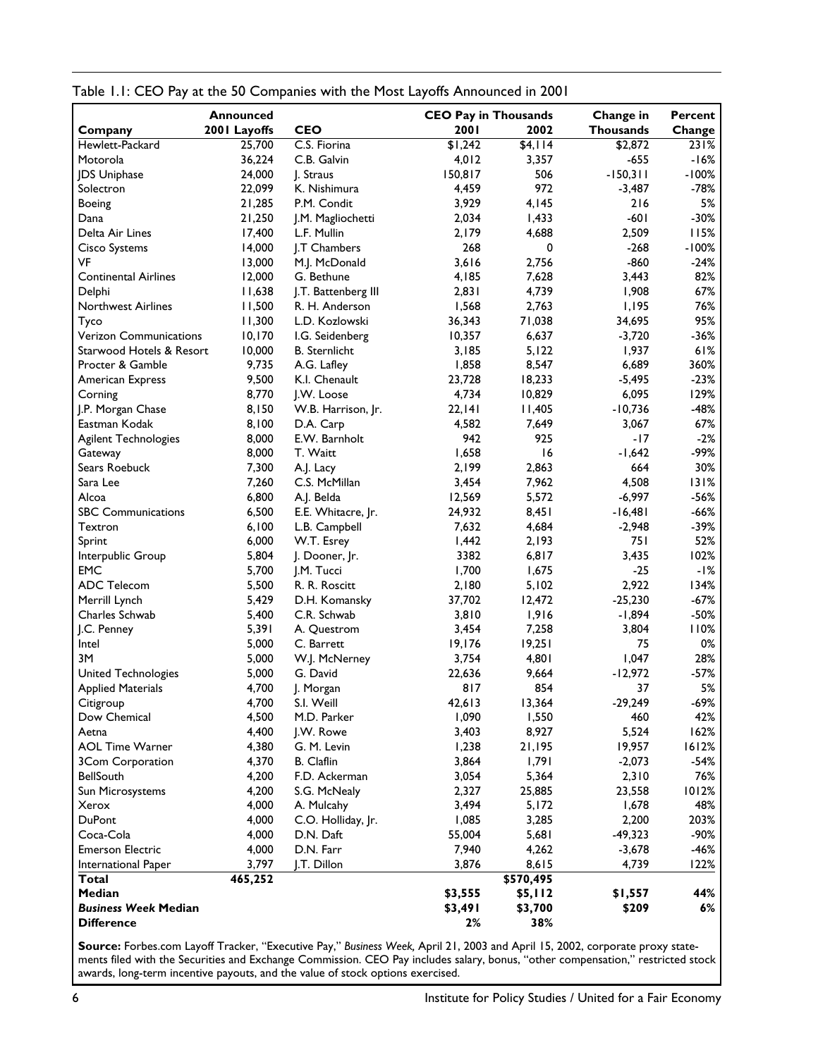Table 1.1: CEO Pay at the 50 Companies with the Most Layoffs Announced in 2001

| Company | Announced 2001 Layoffs | CEO | CEO Pay in Thousands 2001 | 2002 | Change in Thousands | Percent Change |
|---|---|---|---|---|---|---|
| Hewlett-Packard | 25,700 | C.S. Fiorina | $1,242 | $4,114 | $2,872 | 231% |
| Motorola | 36,224 | C.B. Galvin | 4,012 | 3,357 | -655 | -16% |
| JDS Uniphase | 24,000 | J. Straus | 150,817 | 506 | -150,311 | -100% |
| Solectron | 22,099 | K. Nishimura | 4,459 | 972 | -3,487 | -78% |
| Boeing | 21,285 | P.M. Condit | 3,929 | 4,145 | 216 | 5% |
| Dana | 21,250 | J.M. Magliochetti | 2,034 | 1,433 | -601 | -30% |
| Delta Air Lines | 17,400 | L.F. Mullin | 2,179 | 4,688 | 2,509 | 115% |
| Cisco Systems | 14,000 | J.T Chambers | 268 | 0 | -268 | -100% |
| VF | 13,000 | M.J. McDonald | 3,616 | 2,756 | -860 | -24% |
| Continental Airlines | 12,000 | G. Bethune | 4,185 | 7,628 | 3,443 | 82% |
| Delphi | 11,638 | J.T. Battenberg III | 2,831 | 4,739 | 1,908 | 67% |
| Northwest Airlines | 11,500 | R. H. Anderson | 1,568 | 2,763 | 1,195 | 76% |
| Tyco | 11,300 | L.D. Kozlowski | 36,343 | 71,038 | 34,695 | 95% |
| Verizon Communications | 10,170 | I.G. Seidenberg | 10,357 | 6,637 | -3,720 | -36% |
| Starwood Hotels & Resort | 10,000 | B. Sternlicht | 3,185 | 5,122 | 1,937 | 61% |
| Procter & Gamble | 9,735 | A.G. Lafley | 1,858 | 8,547 | 6,689 | 360% |
| American Express | 9,500 | K.I. Chenault | 23,728 | 18,233 | -5,495 | -23% |
| Corning | 8,770 | J.W. Loose | 4,734 | 10,829 | 6,095 | 129% |
| J.P. Morgan Chase | 8,150 | W.B. Harrison, Jr. | 22,141 | 11,405 | -10,736 | -48% |
| Eastman Kodak | 8,100 | D.A. Carp | 4,582 | 7,649 | 3,067 | 67% |
| Agilent Technologies | 8,000 | E.W. Barnholt | 942 | 925 | -17 | -2% |
| Gateway | 8,000 | T. Waitt | 1,658 | 16 | -1,642 | -99% |
| Sears Roebuck | 7,300 | A.J. Lacy | 2,199 | 2,863 | 664 | 30% |
| Sara Lee | 7,260 | C.S. McMillan | 3,454 | 7,962 | 4,508 | 131% |
| Alcoa | 6,800 | A.J. Belda | 12,569 | 5,572 | -6,997 | -56% |
| SBC Communications | 6,500 | E.E. Whitacre, Jr. | 24,932 | 8,451 | -16,481 | -66% |
| Textron | 6,100 | L.B. Campbell | 7,632 | 4,684 | -2,948 | -39% |
| Sprint | 6,000 | W.T. Esrey | 1,442 | 2,193 | 751 | 52% |
| Interpublic Group | 5,804 | J. Dooner, Jr. | 3382 | 6,817 | 3,435 | 102% |
| EMC | 5,700 | J.M. Tucci | 1,700 | 1,675 | -25 | -1% |
| ADC Telecom | 5,500 | R. R. Roscitt | 2,180 | 5,102 | 2,922 | 134% |
| Merrill Lynch | 5,429 | D.H. Komansky | 37,702 | 12,472 | -25,230 | -67% |
| Charles Schwab | 5,400 | C.R. Schwab | 3,810 | 1,916 | -1,894 | -50% |
| J.C. Penney | 5,391 | A. Questrom | 3,454 | 7,258 | 3,804 | 110% |
| Intel | 5,000 | C. Barrett | 19,176 | 19,251 | 75 | 0% |
| 3M | 5,000 | W.J. McNerney | 3,754 | 4,801 | 1,047 | 28% |
| United Technologies | 5,000 | G. David | 22,636 | 9,664 | -12,972 | -57% |
| Applied Materials | 4,700 | J. Morgan | 817 | 854 | 37 | 5% |
| Citigroup | 4,700 | S.I. Weill | 42,613 | 13,364 | -29,249 | -69% |
| Dow Chemical | 4,500 | M.D. Parker | 1,090 | 1,550 | 460 | 42% |
| Aetna | 4,400 | J.W. Rowe | 3,403 | 8,927 | 5,524 | 162% |
| AOL Time Warner | 4,380 | G. M. Levin | 1,238 | 21,195 | 19,957 | 1612% |
| 3Com Corporation | 4,370 | B. Claflin | 3,864 | 1,791 | -2,073 | -54% |
| BellSouth | 4,200 | F.D. Ackerman | 3,054 | 5,364 | 2,310 | 76% |
| Sun Microsystems | 4,200 | S.G. McNealy | 2,327 | 25,885 | 23,558 | 1012% |
| Xerox | 4,000 | A. Mulcahy | 3,494 | 5,172 | 1,678 | 48% |
| DuPont | 4,000 | C.O. Holliday, Jr. | 1,085 | 3,285 | 2,200 | 203% |
| Coca-Cola | 4,000 | D.N. Daft | 55,004 | 5,681 | -49,323 | -90% |
| Emerson Electric | 4,000 | D.N. Farr | 7,940 | 4,262 | -3,678 | -46% |
| International Paper | 3,797 | J.T. Dillon | 3,876 | 8,615 | 4,739 | 122% |
| **Total** | **465,252** | | | **$570,495** | | |
| **Median** | | | **$3,555** | **$5,112** | **$1,557** | **44%** |
| ***Business Week* Median** | | | **$3,491** | **$3,700** | **$209** | **6%** |
| **Difference** | | | **2%** | **38%** | | |

**Source:** Forbes.com Layoff Tracker, "Executive Pay," *Business Week,* April 21, 2003 and April 15, 2002, corporate proxy statements filed with the Securities and Exchange Commission. CEO Pay includes salary, bonus, "other compensation," restricted stock awards, long-term incentive payouts, and the value of stock options exercised.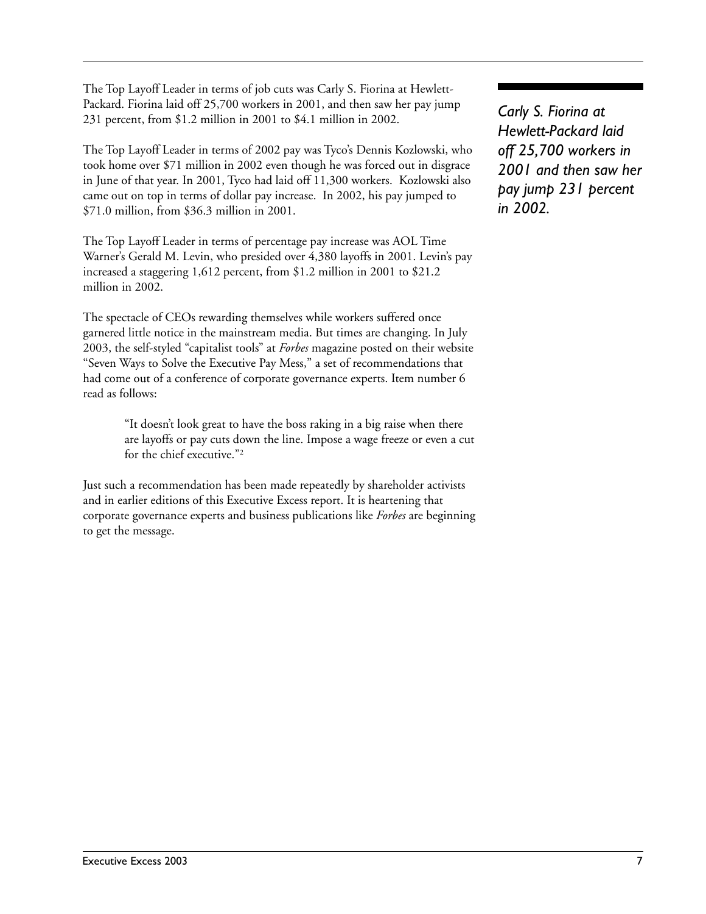The Top Layoff Leader in terms of job cuts was Carly S. Fiorina at Hewlett-Packard. Fiorina laid off 25,700 workers in 2001, and then saw her pay jump 231 percent, from $1.2 million in 2001 to $4.1 million in 2002.

*Carly S. Fiorina at Hewlett-Packard laid off 25,700 workers in 2001 and then saw her pay jump 231 percent in 2002.*

The Top Layoff Leader in terms of 2002 pay was Tyco's Dennis Kozlowski, who took home over $71 million in 2002 even though he was forced out in disgrace in June of that year. In 2001, Tyco had laid off 11,300 workers. Kozlowski also came out on top in terms of dollar pay increase. In 2002, his pay jumped to $71.0 million, from $36.3 million in 2001.

The Top Layoff Leader in terms of percentage pay increase was AOL Time Warner's Gerald M. Levin, who presided over 4,380 layoffs in 2001. Levin's pay increased a staggering 1,612 percent, from $1.2 million in 2001 to $21.2 million in 2002.

The spectacle of CEOs rewarding themselves while workers suffered once garnered little notice in the mainstream media. But times are changing. In July 2003, the self-styled "capitalist tools" at *Forbes* magazine posted on their website "Seven Ways to Solve the Executive Pay Mess," a set of recommendations that had come out of a conference of corporate governance experts. Item number 6 read as follows:

> "It doesn't look great to have the boss raking in a big raise when there are layoffs or pay cuts down the line. Impose a wage freeze or even a cut for the chief executive."[2]

Just such a recommendation has been made repeatedly by shareholder activists and in earlier editions of this Executive Excess report. It is heartening that corporate governance experts and business publications like *Forbes* are beginning to get the message.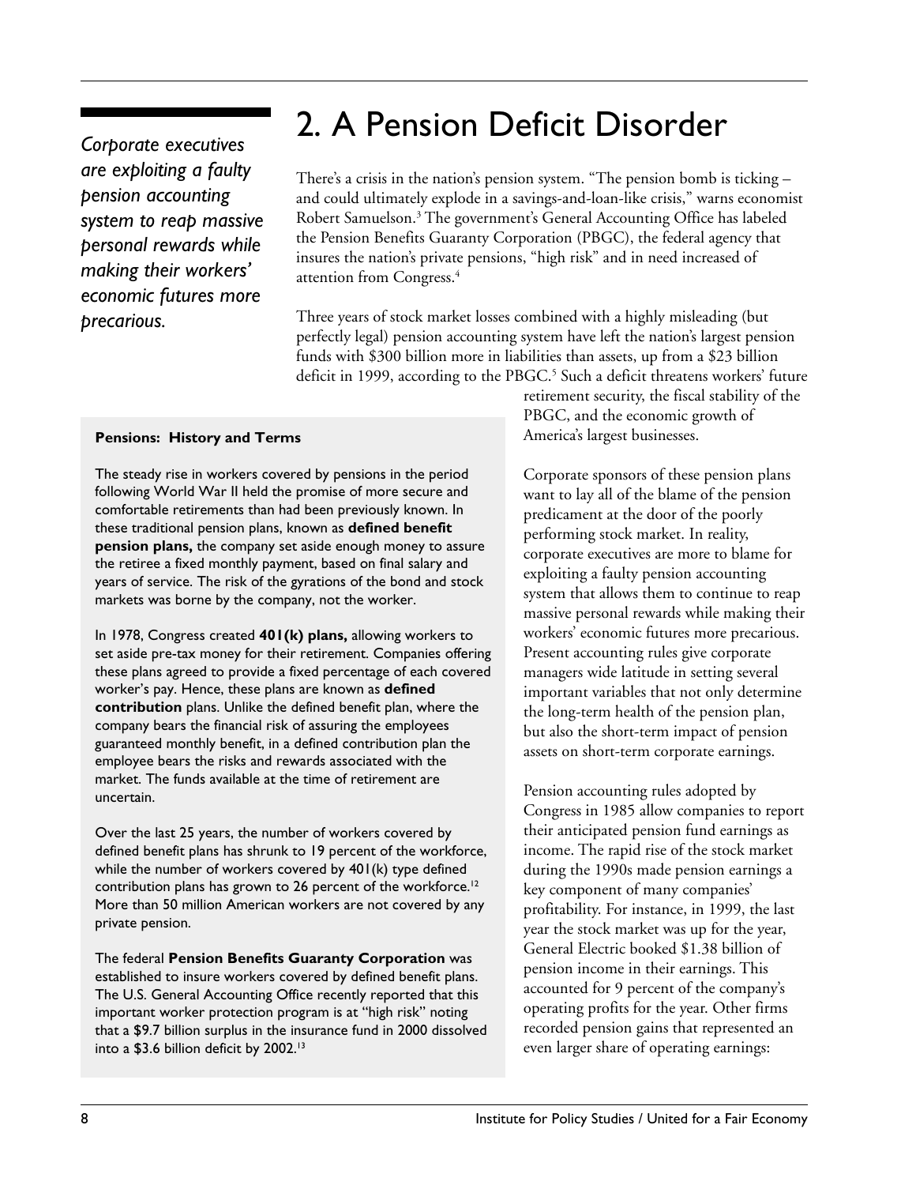# 2. A Pension Deficit Disorder

*Corporate executives are exploiting a faulty pension accounting system to reap massive personal rewards while making their workers' economic futures more precarious.*

There's a crisis in the nation's pension system. "The pension bomb is ticking – and could ultimately explode in a savings-and-loan-like crisis," warns economist Robert Samuelson.[3] The government's General Accounting Office has labeled the Pension Benefits Guaranty Corporation (PBGC), the federal agency that insures the nation's private pensions, "high risk" and in need increased of attention from Congress.[4]

Three years of stock market losses combined with a highly misleading (but perfectly legal) pension accounting system have left the nation's largest pension funds with $300 billion more in liabilities than assets, up from a $23 billion deficit in 1999, according to the PBGC.[5] Such a deficit threatens workers' future retirement security, the fiscal stability of the PBGC, and the economic growth of America's largest businesses.

Corporate sponsors of these pension plans want to lay all of the blame of the pension predicament at the door of the poorly performing stock market. In reality, corporate executives are more to blame for exploiting a faulty pension accounting system that allows them to continue to reap massive personal rewards while making their workers' economic futures more precarious. Present accounting rules give corporate managers wide latitude in setting several important variables that not only determine the long-term health of the pension plan, but also the short-term impact of pension assets on short-term corporate earnings.

Pension accounting rules adopted by Congress in 1985 allow companies to report their anticipated pension fund earnings as income. The rapid rise of the stock market during the 1990s made pension earnings a key component of many companies' profitability. For instance, in 1999, the last year the stock market was up for the year, General Electric booked $1.38 billion of pension income in their earnings. This accounted for 9 percent of the company's operating profits for the year. Other firms recorded pension gains that represented an even larger share of operating earnings:

**Pensions: History and Terms**

The steady rise in workers covered by pensions in the period following World War II held the promise of more secure and comfortable retirements than had been previously known. In these traditional pension plans, known as **defined benefit pension plans,** the company set aside enough money to assure the retiree a fixed monthly payment, based on final salary and years of service. The risk of the gyrations of the bond and stock markets was borne by the company, not the worker.

In 1978, Congress created **401(k) plans,** allowing workers to set aside pre-tax money for their retirement. Companies offering these plans agreed to provide a fixed percentage of each covered worker's pay. Hence, these plans are known as **defined contribution** plans. Unlike the defined benefit plan, where the company bears the financial risk of assuring the employees guaranteed monthly benefit, in a defined contribution plan the employee bears the risks and rewards associated with the market. The funds available at the time of retirement are uncertain.

Over the last 25 years, the number of workers covered by defined benefit plans has shrunk to 19 percent of the workforce, while the number of workers covered by 401(k) type defined contribution plans has grown to 26 percent of the workforce.[12] More than 50 million American workers are not covered by any private pension.

The federal **Pension Benefits Guaranty Corporation** was established to insure workers covered by defined benefit plans. The U.S. General Accounting Office recently reported that this important worker protection program is at "high risk" noting that a $9.7 billion surplus in the insurance fund in 2000 dissolved into a $3.6 billion deficit by 2002.[13]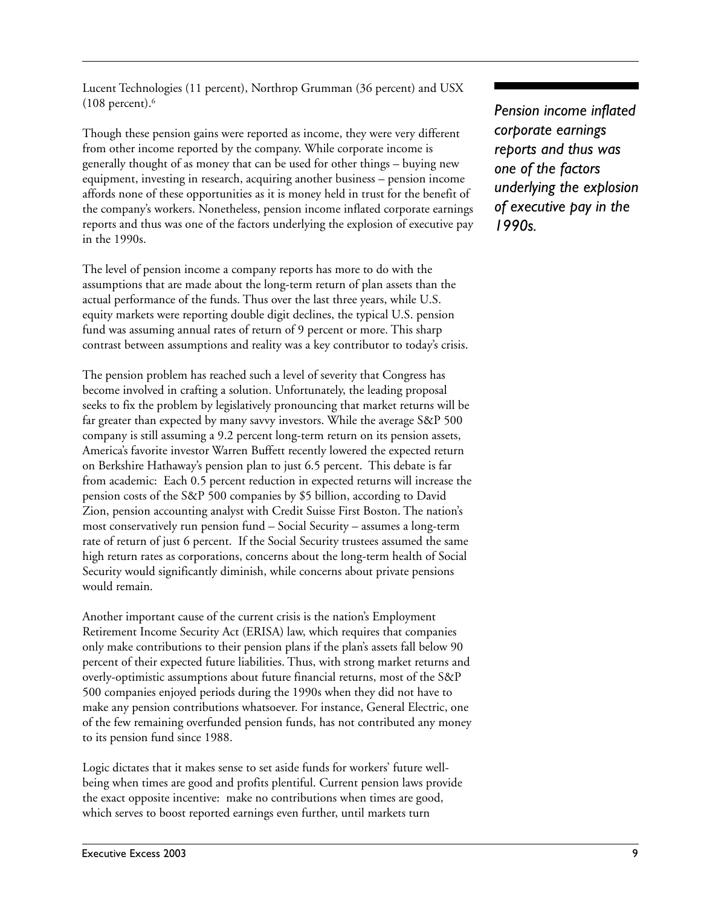Lucent Technologies (11 percent), Northrop Grumman (36 percent) and USX (108 percent).[6]

Though these pension gains were reported as income, they were very different from other income reported by the company. While corporate income is generally thought of as money that can be used for other things – buying new equipment, investing in research, acquiring another business – pension income affords none of these opportunities as it is money held in trust for the benefit of the company's workers. Nonetheless, pension income inflated corporate earnings reports and thus was one of the factors underlying the explosion of executive pay in the 1990s.

*Pension income inflated corporate earnings reports and thus was one of the factors underlying the explosion of executive pay in the 1990s.*

The level of pension income a company reports has more to do with the assumptions that are made about the long-term return of plan assets than the actual performance of the funds. Thus over the last three years, while U.S. equity markets were reporting double digit declines, the typical U.S. pension fund was assuming annual rates of return of 9 percent or more. This sharp contrast between assumptions and reality was a key contributor to today's crisis.

The pension problem has reached such a level of severity that Congress has become involved in crafting a solution. Unfortunately, the leading proposal seeks to fix the problem by legislatively pronouncing that market returns will be far greater than expected by many savvy investors. While the average S&P 500 company is still assuming a 9.2 percent long-term return on its pension assets, America's favorite investor Warren Buffett recently lowered the expected return on Berkshire Hathaway's pension plan to just 6.5 percent. This debate is far from academic: Each 0.5 percent reduction in expected returns will increase the pension costs of the S&P 500 companies by $5 billion, according to David Zion, pension accounting analyst with Credit Suisse First Boston. The nation's most conservatively run pension fund – Social Security – assumes a long-term rate of return of just 6 percent. If the Social Security trustees assumed the same high return rates as corporations, concerns about the long-term health of Social Security would significantly diminish, while concerns about private pensions would remain.

Another important cause of the current crisis is the nation's Employment Retirement Income Security Act (ERISA) law, which requires that companies only make contributions to their pension plans if the plan's assets fall below 90 percent of their expected future liabilities. Thus, with strong market returns and overly-optimistic assumptions about future financial returns, most of the S&P 500 companies enjoyed periods during the 1990s when they did not have to make any pension contributions whatsoever. For instance, General Electric, one of the few remaining overfunded pension funds, has not contributed any money to its pension fund since 1988.

Logic dictates that it makes sense to set aside funds for workers' future well-being when times are good and profits plentiful. Current pension laws provide the exact opposite incentive: make no contributions when times are good, which serves to boost reported earnings even further, until markets turn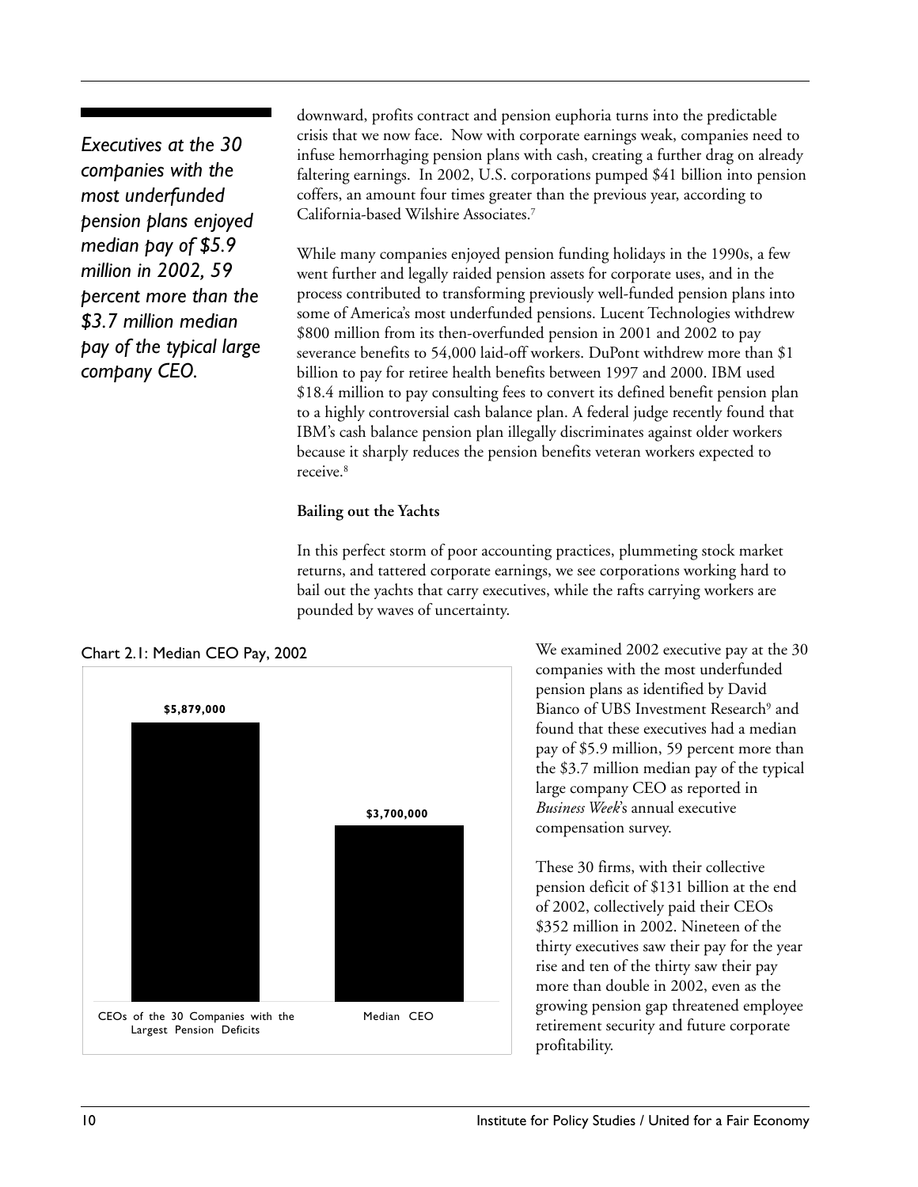*Executives at the 30 companies with the most underfunded pension plans enjoyed median pay of $5.9 million in 2002, 59 percent more than the $3.7 million median pay of the typical large company CEO.*

downward, profits contract and pension euphoria turns into the predictable crisis that we now face. Now with corporate earnings weak, companies need to infuse hemorrhaging pension plans with cash, creating a further drag on already faltering earnings. In 2002, U.S. corporations pumped $41 billion into pension coffers, an amount four times greater than the previous year, according to California-based Wilshire Associates.[7]

While many companies enjoyed pension funding holidays in the 1990s, a few went further and legally raided pension assets for corporate uses, and in the process contributed to transforming previously well-funded pension plans into some of America's most underfunded pensions. Lucent Technologies withdrew $800 million from its then-overfunded pension in 2001 and 2002 to pay severance benefits to 54,000 laid-off workers. DuPont withdrew more than $1 billion to pay for retiree health benefits between 1997 and 2000. IBM used $18.4 million to pay consulting fees to convert its defined benefit pension plan to a highly controversial cash balance plan. A federal judge recently found that IBM's cash balance pension plan illegally discriminates against older workers because it sharply reduces the pension benefits veteran workers expected to receive.[8]

**Bailing out the Yachts**

In this perfect storm of poor accounting practices, plummeting stock market returns, and tattered corporate earnings, we see corporations working hard to bail out the yachts that carry executives, while the rafts carrying workers are pounded by waves of uncertainty.

Chart 2.1: Median CEO Pay, 2002

| | Median CEO Pay, 2002 |
|---|---|
| CEOs of the 30 Companies with the Largest Pension Deficits | $5,879,000 |
| Median CEO | $3,700,000 |

We examined 2002 executive pay at the 30 companies with the most underfunded pension plans as identified by David Bianco of UBS Investment Research[9] and found that these executives had a median pay of $5.9 million, 59 percent more than the $3.7 million median pay of the typical large company CEO as reported in *Business Week*'s annual executive compensation survey.

These 30 firms, with their collective pension deficit of $131 billion at the end of 2002, collectively paid their CEOs $352 million in 2002. Nineteen of the thirty executives saw their pay for the year rise and ten of the thirty saw their pay more than double in 2002, even as the growing pension gap threatened employee retirement security and future corporate profitability.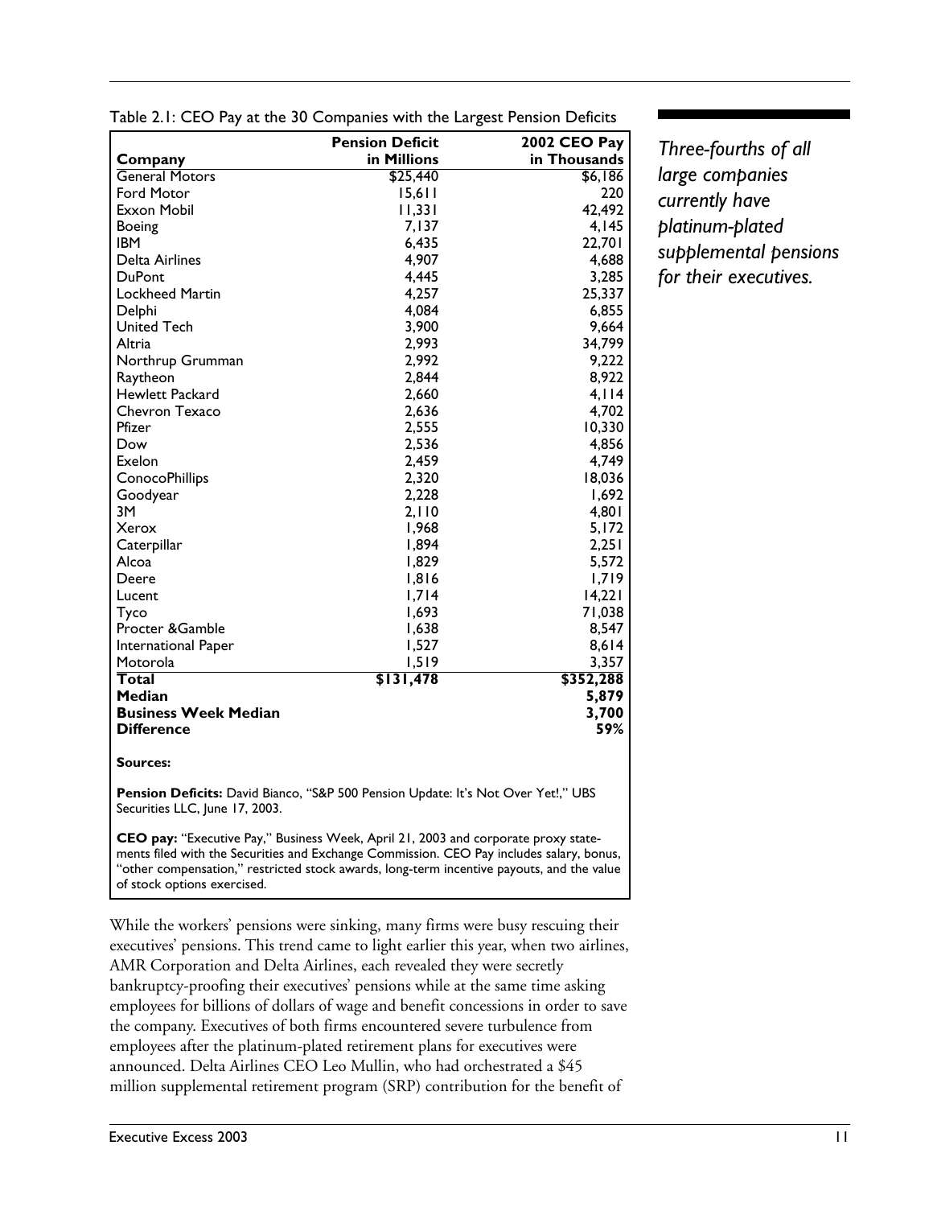Table 2.1: CEO Pay at the 30 Companies with the Largest Pension Deficits

| Company | Pension Deficit in Millions | 2002 CEO Pay in Thousands |
|---|---|---|
| General Motors | $25,440 | $6,186 |
| Ford Motor | 15,611 | 220 |
| Exxon Mobil | 11,331 | 42,492 |
| Boeing | 7,137 | 4,145 |
| IBM | 6,435 | 22,701 |
| Delta Airlines | 4,907 | 4,688 |
| DuPont | 4,445 | 3,285 |
| Lockheed Martin | 4,257 | 25,337 |
| Delphi | 4,084 | 6,855 |
| United Tech | 3,900 | 9,664 |
| Altria | 2,993 | 34,799 |
| Northrup Grumman | 2,992 | 9,222 |
| Raytheon | 2,844 | 8,922 |
| Hewlett Packard | 2,660 | 4,114 |
| Chevron Texaco | 2,636 | 4,702 |
| Pfizer | 2,555 | 10,330 |
| Dow | 2,536 | 4,856 |
| Exelon | 2,459 | 4,749 |
| ConocoPhillips | 2,320 | 18,036 |
| Goodyear | 2,228 | 1,692 |
| 3M | 2,110 | 4,801 |
| Xerox | 1,968 | 5,172 |
| Caterpillar | 1,894 | 2,251 |
| Alcoa | 1,829 | 5,572 |
| Deere | 1,816 | 1,719 |
| Lucent | 1,714 | 14,221 |
| Tyco | 1,693 | 71,038 |
| Procter &Gamble | 1,638 | 8,547 |
| International Paper | 1,527 | 8,614 |
| Motorola | 1,519 | 3,357 |
| **Total** | **$131,478** | **$352,288** |
| **Median** | | **5,879** |
| **Business Week Median** | | **3,700** |
| **Difference** | | **59%** |

**Sources:**

**Pension Deficits:** David Bianco, "S&P 500 Pension Update: It's Not Over Yet!," UBS Securities LLC, June 17, 2003.

**CEO pay:** "Executive Pay," Business Week, April 21, 2003 and corporate proxy statements filed with the Securities and Exchange Commission. CEO Pay includes salary, bonus, "other compensation," restricted stock awards, long-term incentive payouts, and the value of stock options exercised.

*Three-fourths of all large companies currently have platinum-plated supplemental pensions for their executives.*

While the workers' pensions were sinking, many firms were busy rescuing their executives' pensions. This trend came to light earlier this year, when two airlines, AMR Corporation and Delta Airlines, each revealed they were secretly bankruptcy-proofing their executives' pensions while at the same time asking employees for billions of dollars of wage and benefit concessions in order to save the company. Executives of both firms encountered severe turbulence from employees after the platinum-plated retirement plans for executives were announced. Delta Airlines CEO Leo Mullin, who had orchestrated a $45 million supplemental retirement program (SRP) contribution for the benefit of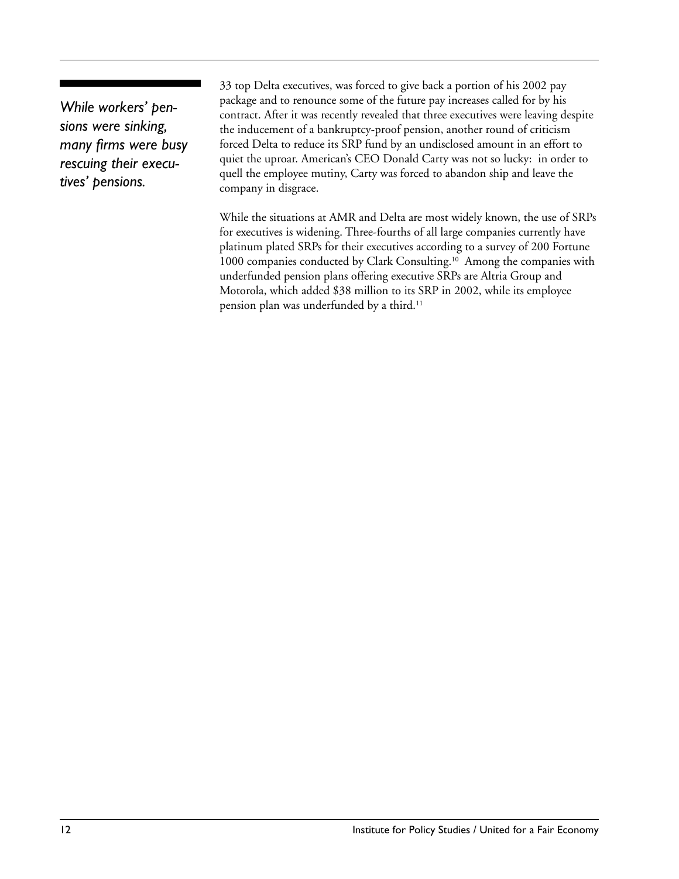*While workers' pensions were sinking, many firms were busy rescuing their executives' pensions.*

33 top Delta executives, was forced to give back a portion of his 2002 pay package and to renounce some of the future pay increases called for by his contract. After it was recently revealed that three executives were leaving despite the inducement of a bankruptcy-proof pension, another round of criticism forced Delta to reduce its SRP fund by an undisclosed amount in an effort to quiet the uproar. American's CEO Donald Carty was not so lucky: in order to quell the employee mutiny, Carty was forced to abandon ship and leave the company in disgrace.

While the situations at AMR and Delta are most widely known, the use of SRPs for executives is widening. Three-fourths of all large companies currently have platinum plated SRPs for their executives according to a survey of 200 Fortune 1000 companies conducted by Clark Consulting.[10] Among the companies with underfunded pension plans offering executive SRPs are Altria Group and Motorola, which added $38 million to its SRP in 2002, while its employee pension plan was underfunded by a third.[11]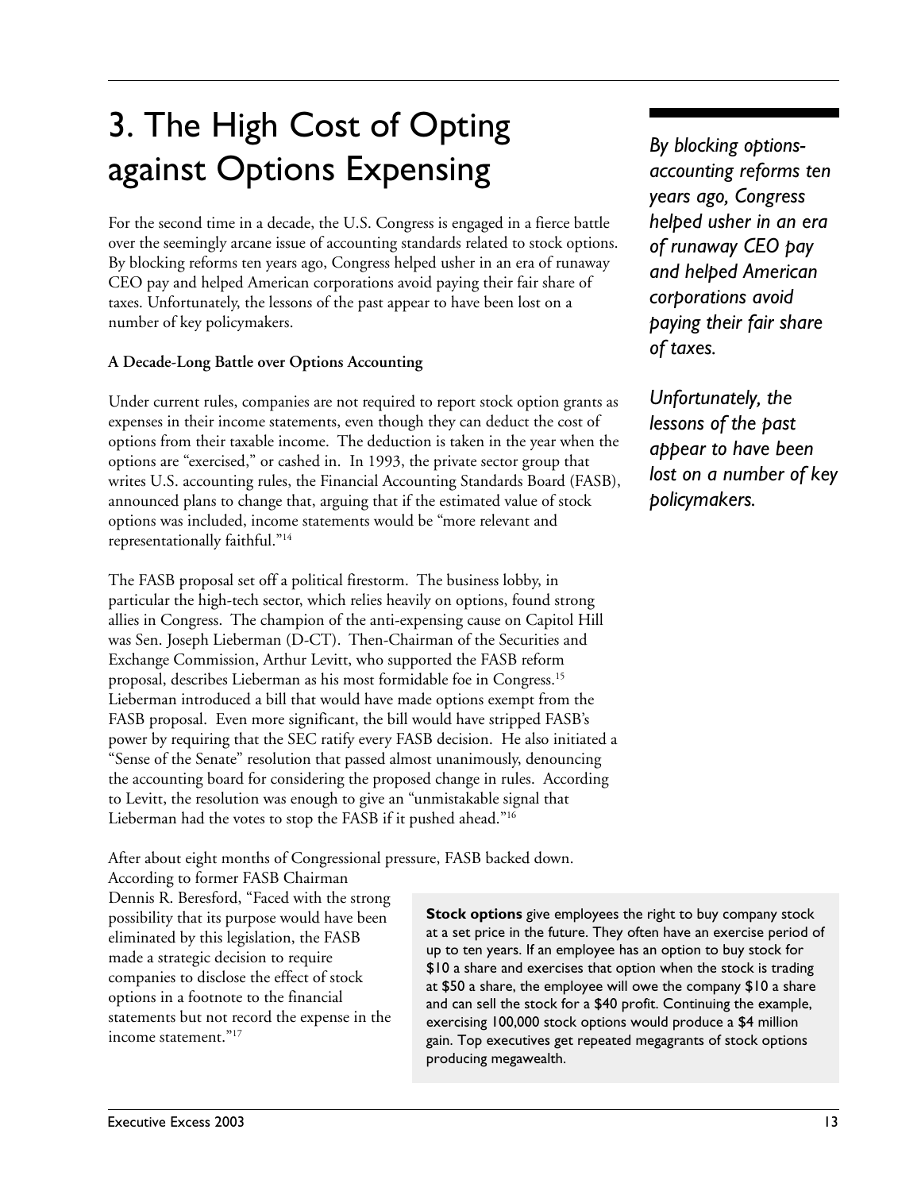# 3. The High Cost of Opting against Options Expensing

For the second time in a decade, the U.S. Congress is engaged in a fierce battle over the seemingly arcane issue of accounting standards related to stock options. By blocking reforms ten years ago, Congress helped usher in an era of runaway CEO pay and helped American corporations avoid paying their fair share of taxes. Unfortunately, the lessons of the past appear to have been lost on a number of key policymakers.

*By blocking options-accounting reforms ten years ago, Congress helped usher in an era of runaway CEO pay and helped American corporations avoid paying their fair share of taxes.*

*Unfortunately, the lessons of the past appear to have been lost on a number of key policymakers.*

**A Decade-Long Battle over Options Accounting**

Under current rules, companies are not required to report stock option grants as expenses in their income statements, even though they can deduct the cost of options from their taxable income. The deduction is taken in the year when the options are "exercised," or cashed in. In 1993, the private sector group that writes U.S. accounting rules, the Financial Accounting Standards Board (FASB), announced plans to change that, arguing that if the estimated value of stock options was included, income statements would be "more relevant and representationally faithful."[14]

The FASB proposal set off a political firestorm. The business lobby, in particular the high-tech sector, which relies heavily on options, found strong allies in Congress. The champion of the anti-expensing cause on Capitol Hill was Sen. Joseph Lieberman (D-CT). Then-Chairman of the Securities and Exchange Commission, Arthur Levitt, who supported the FASB reform proposal, describes Lieberman as his most formidable foe in Congress.[15] Lieberman introduced a bill that would have made options exempt from the FASB proposal. Even more significant, the bill would have stripped FASB's power by requiring that the SEC ratify every FASB decision. He also initiated a "Sense of the Senate" resolution that passed almost unanimously, denouncing the accounting board for considering the proposed change in rules. According to Levitt, the resolution was enough to give an "unmistakable signal that Lieberman had the votes to stop the FASB if it pushed ahead."[16]

After about eight months of Congressional pressure, FASB backed down. According to former FASB Chairman Dennis R. Beresford, "Faced with the strong possibility that its purpose would have been eliminated by this legislation, the FASB made a strategic decision to require companies to disclose the effect of stock options in a footnote to the financial statements but not record the expense in the income statement."[17]

**Stock options** give employees the right to buy company stock at a set price in the future. They often have an exercise period of up to ten years. If an employee has an option to buy stock for $10 a share and exercises that option when the stock is trading at $50 a share, the employee will owe the company $10 a share and can sell the stock for a $40 profit. Continuing the example, exercising 100,000 stock options would produce a $4 million gain. Top executives get repeated megagrants of stock options producing megawealth.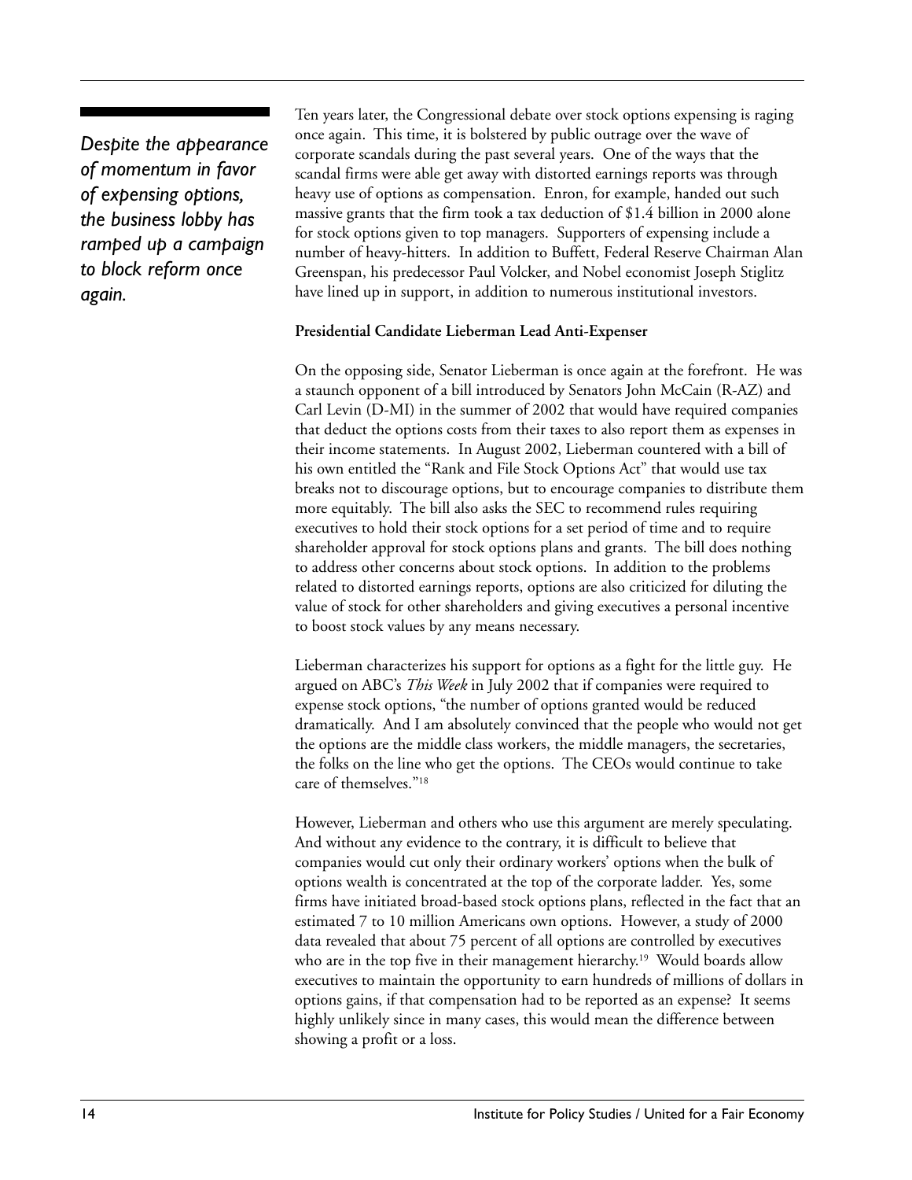*Despite the appearance of momentum in favor of expensing options, the business lobby has ramped up a campaign to block reform once again.*

Ten years later, the Congressional debate over stock options expensing is raging once again. This time, it is bolstered by public outrage over the wave of corporate scandals during the past several years. One of the ways that the scandal firms were able get away with distorted earnings reports was through heavy use of options as compensation. Enron, for example, handed out such massive grants that the firm took a tax deduction of $1.4 billion in 2000 alone for stock options given to top managers. Supporters of expensing include a number of heavy-hitters. In addition to Buffett, Federal Reserve Chairman Alan Greenspan, his predecessor Paul Volcker, and Nobel economist Joseph Stiglitz have lined up in support, in addition to numerous institutional investors.

**Presidential Candidate Lieberman Lead Anti-Expenser**

On the opposing side, Senator Lieberman is once again at the forefront. He was a staunch opponent of a bill introduced by Senators John McCain (R-AZ) and Carl Levin (D-MI) in the summer of 2002 that would have required companies that deduct the options costs from their taxes to also report them as expenses in their income statements. In August 2002, Lieberman countered with a bill of his own entitled the "Rank and File Stock Options Act" that would use tax breaks not to discourage options, but to encourage companies to distribute them more equitably. The bill also asks the SEC to recommend rules requiring executives to hold their stock options for a set period of time and to require shareholder approval for stock options plans and grants. The bill does nothing to address other concerns about stock options. In addition to the problems related to distorted earnings reports, options are also criticized for diluting the value of stock for other shareholders and giving executives a personal incentive to boost stock values by any means necessary.

Lieberman characterizes his support for options as a fight for the little guy. He argued on ABC's *This Week* in July 2002 that if companies were required to expense stock options, "the number of options granted would be reduced dramatically. And I am absolutely convinced that the people who would not get the options are the middle class workers, the middle managers, the secretaries, the folks on the line who get the options. The CEOs would continue to take care of themselves."[18]

However, Lieberman and others who use this argument are merely speculating. And without any evidence to the contrary, it is difficult to believe that companies would cut only their ordinary workers' options when the bulk of options wealth is concentrated at the top of the corporate ladder. Yes, some firms have initiated broad-based stock options plans, reflected in the fact that an estimated 7 to 10 million Americans own options. However, a study of 2000 data revealed that about 75 percent of all options are controlled by executives who are in the top five in their management hierarchy.[19] Would boards allow executives to maintain the opportunity to earn hundreds of millions of dollars in options gains, if that compensation had to be reported as an expense? It seems highly unlikely since in many cases, this would mean the difference between showing a profit or a loss.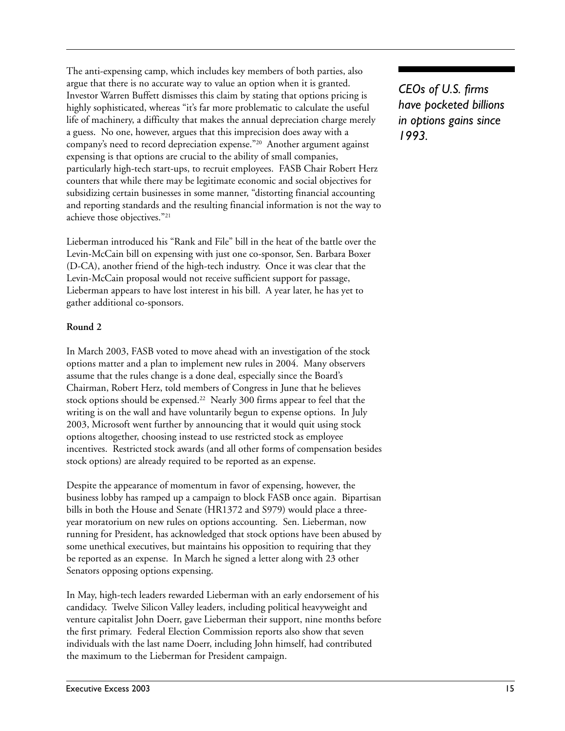The anti-expensing camp, which includes key members of both parties, also argue that there is no accurate way to value an option when it is granted. Investor Warren Buffett dismisses this claim by stating that options pricing is highly sophisticated, whereas "it's far more problematic to calculate the useful life of machinery, a difficulty that makes the annual depreciation charge merely a guess. No one, however, argues that this imprecision does away with a company's need to record depreciation expense."[20] Another argument against expensing is that options are crucial to the ability of small companies, particularly high-tech start-ups, to recruit employees. FASB Chair Robert Herz counters that while there may be legitimate economic and social objectives for subsidizing certain businesses in some manner, "distorting financial accounting and reporting standards and the resulting financial information is not the way to achieve those objectives."[21]

*CEOs of U.S. firms have pocketed billions in options gains since 1993.*

Lieberman introduced his "Rank and File" bill in the heat of the battle over the Levin-McCain bill on expensing with just one co-sponsor, Sen. Barbara Boxer (D-CA), another friend of the high-tech industry. Once it was clear that the Levin-McCain proposal would not receive sufficient support for passage, Lieberman appears to have lost interest in his bill. A year later, he has yet to gather additional co-sponsors.

**Round 2**

In March 2003, FASB voted to move ahead with an investigation of the stock options matter and a plan to implement new rules in 2004. Many observers assume that the rules change is a done deal, especially since the Board's Chairman, Robert Herz, told members of Congress in June that he believes stock options should be expensed.[22] Nearly 300 firms appear to feel that the writing is on the wall and have voluntarily begun to expense options. In July 2003, Microsoft went further by announcing that it would quit using stock options altogether, choosing instead to use restricted stock as employee incentives. Restricted stock awards (and all other forms of compensation besides stock options) are already required to be reported as an expense.

Despite the appearance of momentum in favor of expensing, however, the business lobby has ramped up a campaign to block FASB once again. Bipartisan bills in both the House and Senate (HR1372 and S979) would place a three-year moratorium on new rules on options accounting. Sen. Lieberman, now running for President, has acknowledged that stock options have been abused by some unethical executives, but maintains his opposition to requiring that they be reported as an expense. In March he signed a letter along with 23 other Senators opposing options expensing.

In May, high-tech leaders rewarded Lieberman with an early endorsement of his candidacy. Twelve Silicon Valley leaders, including political heavyweight and venture capitalist John Doerr, gave Lieberman their support, nine months before the first primary. Federal Election Commission reports also show that seven individuals with the last name Doerr, including John himself, had contributed the maximum to the Lieberman for President campaign.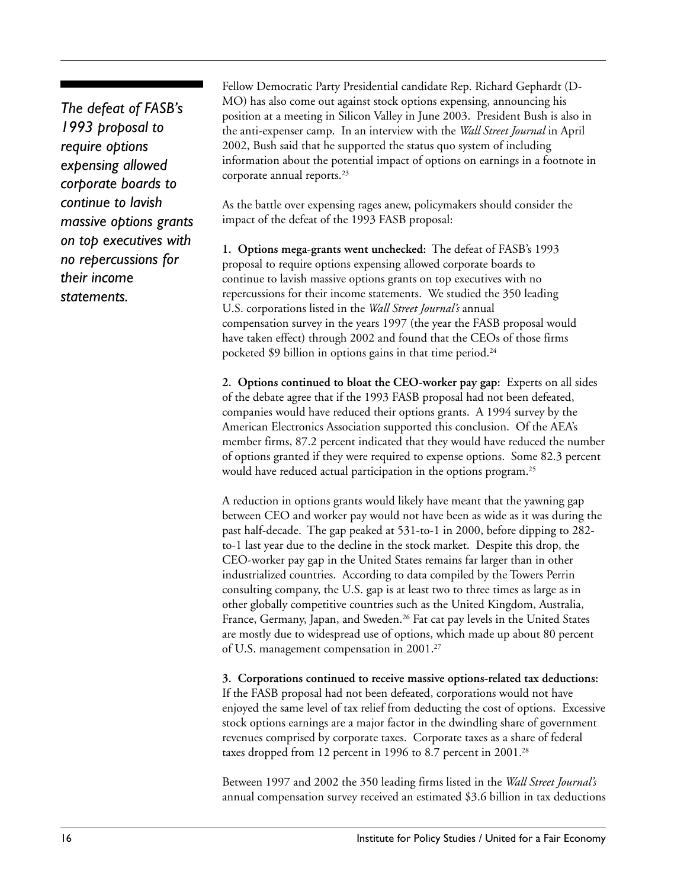*The defeat of FASB's 1993 proposal to require options expensing allowed corporate boards to continue to lavish massive options grants on top executives with no repercussions for their income statements.*

Fellow Democratic Party Presidential candidate Rep. Richard Gephardt (D-MO) has also come out against stock options expensing, announcing his position at a meeting in Silicon Valley in June 2003. President Bush is also in the anti-expenser camp. In an interview with the *Wall Street Journal* in April 2002, Bush said that he supported the status quo system of including information about the potential impact of options on earnings in a footnote in corporate annual reports.[23]

As the battle over expensing rages anew, policymakers should consider the impact of the defeat of the 1993 FASB proposal:

**1. Options mega-grants went unchecked:** The defeat of FASB's 1993 proposal to require options expensing allowed corporate boards to continue to lavish massive options grants on top executives with no repercussions for their income statements. We studied the 350 leading U.S. corporations listed in the *Wall Street Journal's* annual compensation survey in the years 1997 (the year the FASB proposal would have taken effect) through 2002 and found that the CEOs of those firms pocketed $9 billion in options gains in that time period.[24]

**2. Options continued to bloat the CEO-worker pay gap:** Experts on all sides of the debate agree that if the 1993 FASB proposal had not been defeated, companies would have reduced their options grants. A 1994 survey by the American Electronics Association supported this conclusion. Of the AEA's member firms, 87.2 percent indicated that they would have reduced the number of options granted if they were required to expense options. Some 82.3 percent would have reduced actual participation in the options program.[25]

A reduction in options grants would likely have meant that the yawning gap between CEO and worker pay would not have been as wide as it was during the past half-decade. The gap peaked at 531-to-1 in 2000, before dipping to 282-to-1 last year due to the decline in the stock market. Despite this drop, the CEO-worker pay gap in the United States remains far larger than in other industrialized countries. According to data compiled by the Towers Perrin consulting company, the U.S. gap is at least two to three times as large as in other globally competitive countries such as the United Kingdom, Australia, France, Germany, Japan, and Sweden.[26] Fat cat pay levels in the United States are mostly due to widespread use of options, which made up about 80 percent of U.S. management compensation in 2001.[27]

**3. Corporations continued to receive massive options-related tax deductions:** If the FASB proposal had not been defeated, corporations would not have enjoyed the same level of tax relief from deducting the cost of options. Excessive stock options earnings are a major factor in the dwindling share of government revenues comprised by corporate taxes. Corporate taxes as a share of federal taxes dropped from 12 percent in 1996 to 8.7 percent in 2001.[28]

Between 1997 and 2002 the 350 leading firms listed in the *Wall Street Journal's* annual compensation survey received an estimated $3.6 billion in tax deductions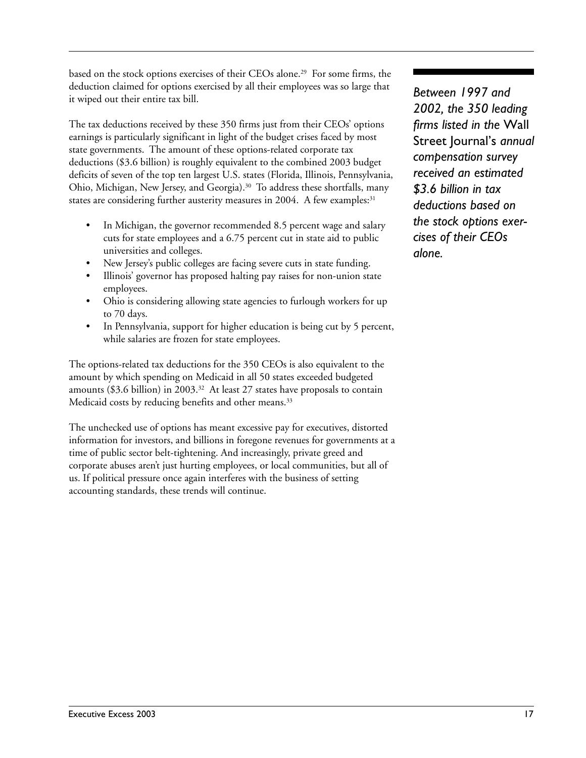based on the stock options exercises of their CEOs alone.[29] For some firms, the deduction claimed for options exercised by all their employees was so large that it wiped out their entire tax bill.

The tax deductions received by these 350 firms just from their CEOs' options earnings is particularly significant in light of the budget crises faced by most state governments. The amount of these options-related corporate tax deductions ($3.6 billion) is roughly equivalent to the combined 2003 budget deficits of seven of the top ten largest U.S. states (Florida, Illinois, Pennsylvania, Ohio, Michigan, New Jersey, and Georgia).[30] To address these shortfalls, many states are considering further austerity measures in 2004. A few examples:[31]

- In Michigan, the governor recommended 8.5 percent wage and salary cuts for state employees and a 6.75 percent cut in state aid to public universities and colleges.
- New Jersey's public colleges are facing severe cuts in state funding.
- Illinois' governor has proposed halting pay raises for non-union state employees.
- Ohio is considering allowing state agencies to furlough workers for up to 70 days.
- In Pennsylvania, support for higher education is being cut by 5 percent, while salaries are frozen for state employees.

The options-related tax deductions for the 350 CEOs is also equivalent to the amount by which spending on Medicaid in all 50 states exceeded budgeted amounts ($3.6 billion) in 2003.[32] At least 27 states have proposals to contain Medicaid costs by reducing benefits and other means.[33]

The unchecked use of options has meant excessive pay for executives, distorted information for investors, and billions in foregone revenues for governments at a time of public sector belt-tightening. And increasingly, private greed and corporate abuses aren't just hurting employees, or local communities, but all of us. If political pressure once again interferes with the business of setting accounting standards, these trends will continue.

*Between 1997 and 2002, the 350 leading firms listed in the* Wall Street Journal's *annual compensation survey received an estimated $3.6 billion in tax deductions based on the stock options exercises of their CEOs alone.*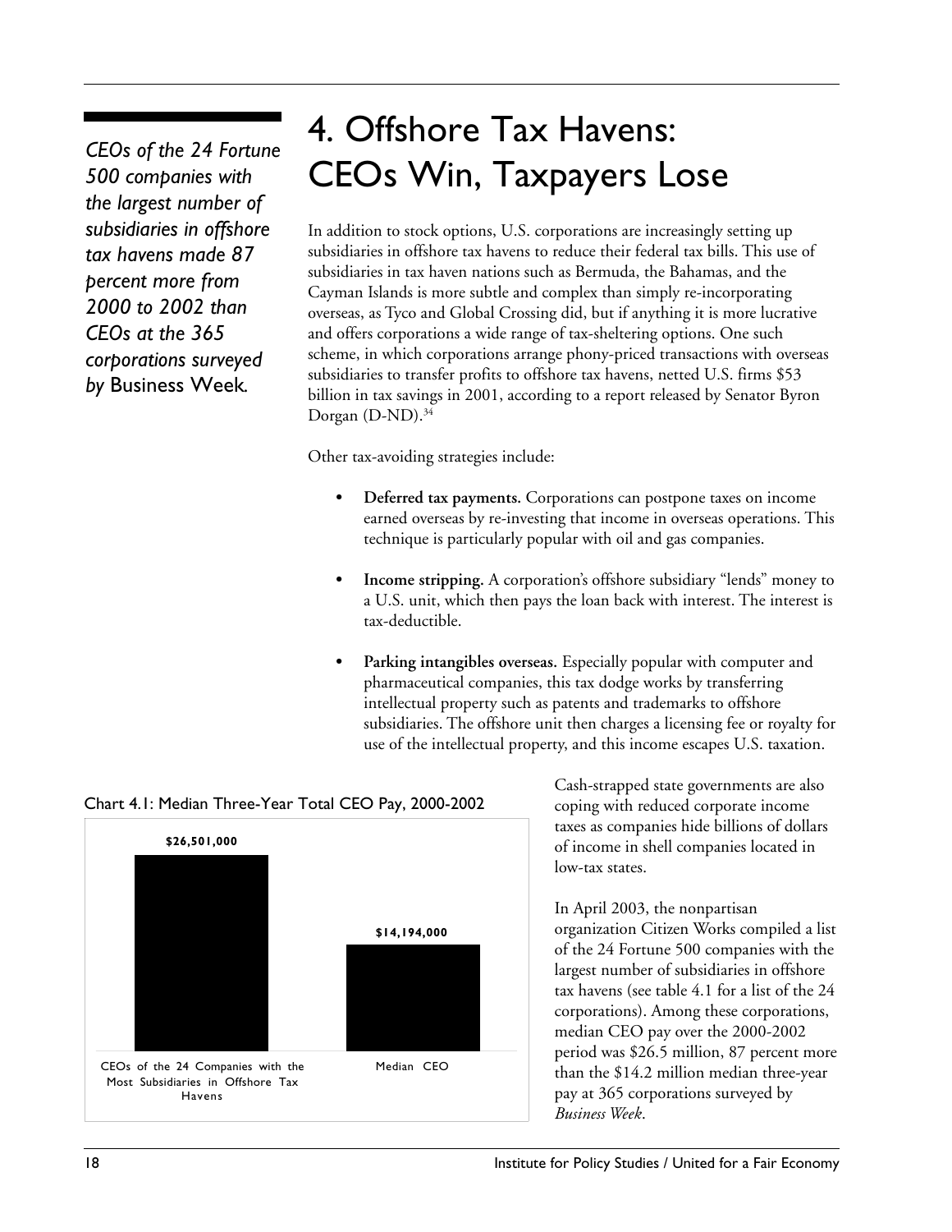*CEOs of the 24 Fortune 500 companies with the largest number of subsidiaries in offshore tax havens made 87 percent more from 2000 to 2002 than CEOs at the 365 corporations surveyed by* Business Week*.*

# 4. Offshore Tax Havens: CEOs Win, Taxpayers Lose

In addition to stock options, U.S. corporations are increasingly setting up subsidiaries in offshore tax havens to reduce their federal tax bills. This use of subsidiaries in tax haven nations such as Bermuda, the Bahamas, and the Cayman Islands is more subtle and complex than simply re-incorporating overseas, as Tyco and Global Crossing did, but if anything it is more lucrative and offers corporations a wide range of tax-sheltering options. One such scheme, in which corporations arrange phony-priced transactions with overseas subsidiaries to transfer profits to offshore tax havens, netted U.S. firms $53 billion in tax savings in 2001, according to a report released by Senator Byron Dorgan (D-ND).[34]

Other tax-avoiding strategies include:

- **Deferred tax payments.** Corporations can postpone taxes on income earned overseas by re-investing that income in overseas operations. This technique is particularly popular with oil and gas companies.
- **Income stripping.** A corporation's offshore subsidiary "lends" money to a U.S. unit, which then pays the loan back with interest. The interest is tax-deductible.
- **Parking intangibles overseas.** Especially popular with computer and pharmaceutical companies, this tax dodge works by transferring intellectual property such as patents and trademarks to offshore subsidiaries. The offshore unit then charges a licensing fee or royalty for use of the intellectual property, and this income escapes U.S. taxation.

Chart 4.1: Median Three-Year Total CEO Pay, 2000-2002

| | Median Three-Year Total CEO Pay |
|---|---|
| CEOs of the 24 Companies with the Most Subsidiaries in Offshore Tax Havens | $26,501,000 |
| Median CEO | $14,194,000 |

Cash-strapped state governments are also coping with reduced corporate income taxes as companies hide billions of dollars of income in shell companies located in low-tax states.

In April 2003, the nonpartisan organization Citizen Works compiled a list of the 24 Fortune 500 companies with the largest number of subsidiaries in offshore tax havens (see table 4.1 for a list of the 24 corporations). Among these corporations, median CEO pay over the 2000-2002 period was $26.5 million, 87 percent more than the $14.2 million median three-year pay at 365 corporations surveyed by *Business Week*.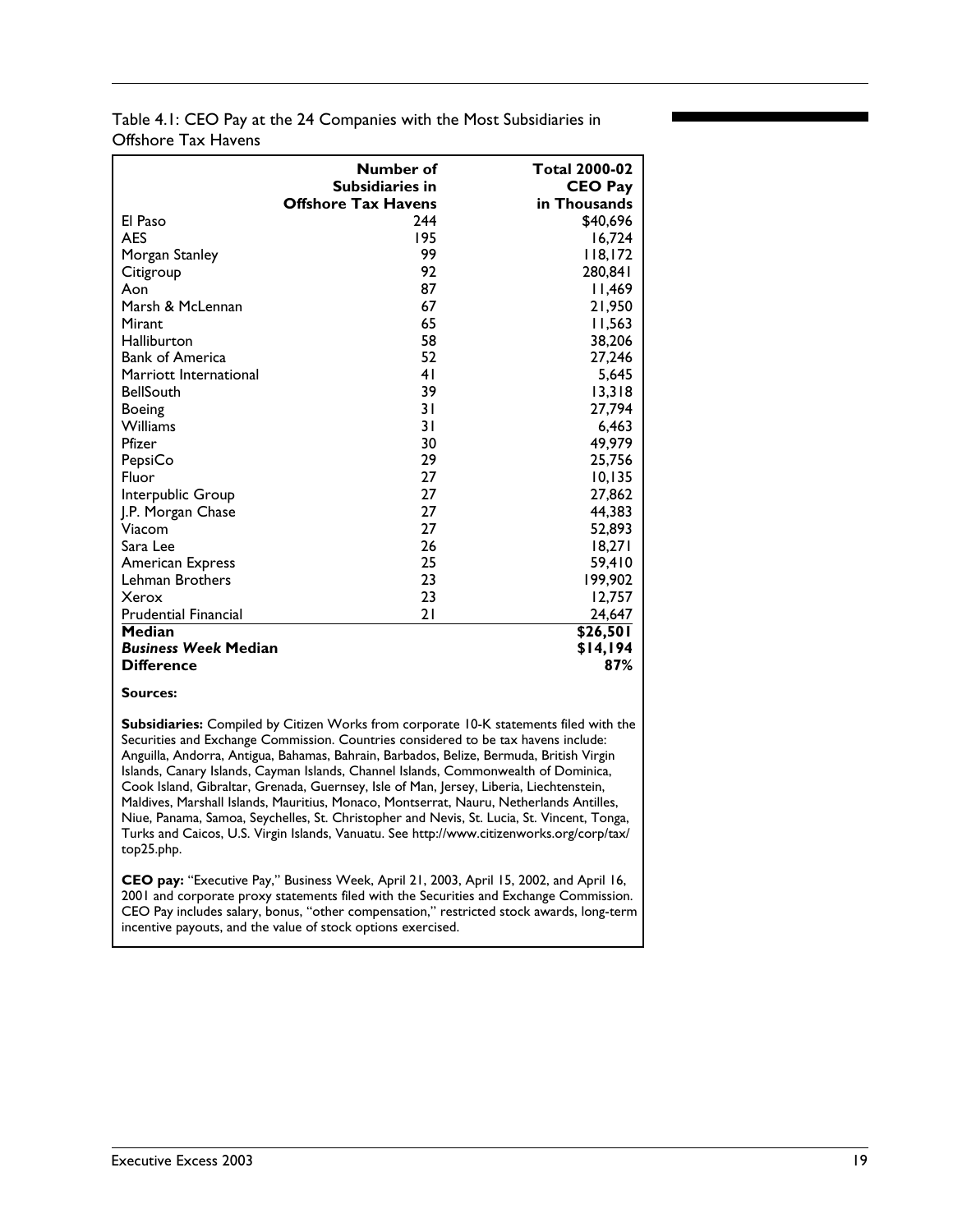Table 4.1: CEO Pay at the 24 Companies with the Most Subsidiaries in Offshore Tax Havens

| | **Number of Subsidiaries in Offshore Tax Havens** | **Total 2000-02 CEO Pay in Thousands** |
|---|---|---|
| El Paso | 244 | $40,696 |
| AES | 195 | 16,724 |
| Morgan Stanley | 99 | 118,172 |
| Citigroup | 92 | 280,841 |
| Aon | 87 | 11,469 |
| Marsh & McLennan | 67 | 21,950 |
| Mirant | 65 | 11,563 |
| Halliburton | 58 | 38,206 |
| Bank of America | 52 | 27,246 |
| Marriott International | 41 | 5,645 |
| BellSouth | 39 | 13,318 |
| Boeing | 31 | 27,794 |
| Williams | 31 | 6,463 |
| Pfizer | 30 | 49,979 |
| PepsiCo | 29 | 25,756 |
| Fluor | 27 | 10,135 |
| Interpublic Group | 27 | 27,862 |
| J.P. Morgan Chase | 27 | 44,383 |
| Viacom | 27 | 52,893 |
| Sara Lee | 26 | 18,271 |
| American Express | 25 | 59,410 |
| Lehman Brothers | 23 | 199,902 |
| Xerox | 23 | 12,757 |
| Prudential Financial | 21 | 24,647 |
| **Median** | | **$26,501** |
| ***Business Week* Median** | | **$14,194** |
| **Difference** | | **87%** |

**Sources:**

**Subsidiaries:** Compiled by Citizen Works from corporate 10-K statements filed with the Securities and Exchange Commission. Countries considered to be tax havens include: Anguilla, Andorra, Antigua, Bahamas, Bahrain, Barbados, Belize, Bermuda, British Virgin Islands, Canary Islands, Cayman Islands, Channel Islands, Commonwealth of Dominica, Cook Island, Gibraltar, Grenada, Guernsey, Isle of Man, Jersey, Liberia, Liechtenstein, Maldives, Marshall Islands, Mauritius, Monaco, Montserrat, Nauru, Netherlands Antilles, Niue, Panama, Samoa, Seychelles, St. Christopher and Nevis, St. Lucia, St. Vincent, Tonga, Turks and Caicos, U.S. Virgin Islands, Vanuatu. See http://www.citizenworks.org/corp/tax/top25.php.

**CEO pay:** "Executive Pay," Business Week, April 21, 2003, April 15, 2002, and April 16, 2001 and corporate proxy statements filed with the Securities and Exchange Commission. CEO Pay includes salary, bonus, "other compensation," restricted stock awards, long-term incentive payouts, and the value of stock options exercised.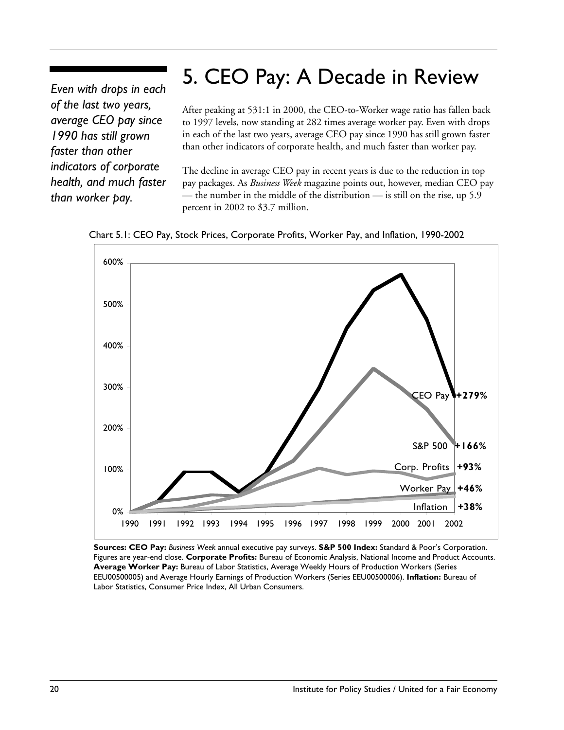# 5. CEO Pay: A Decade in Review

*Even with drops in each of the last two years, average CEO pay since 1990 has still grown faster than other indicators of corporate health, and much faster than worker pay.*

After peaking at 531:1 in 2000, the CEO-to-Worker wage ratio has fallen back to 1997 levels, now standing at 282 times average worker pay. Even with drops in each of the last two years, average CEO pay since 1990 has still grown faster than other indicators of corporate health, and much faster than worker pay.

The decline in average CEO pay in recent years is due to the reduction in top pay packages. As *Business Week* magazine points out, however, median CEO pay — the number in the middle of the distribution — is still on the rise, up 5.9 percent in 2002 to $3.7 million.

Chart 5.1: CEO Pay, Stock Prices, Corporate Profits, Worker Pay, and Inflation, 1990-2002

| Indicator | Change 1990-2002 |
| --- | --- |
| CEO Pay | **+279%** |
| S&P 500 | **+166%** |
| Corp. Profits | **+93%** |
| Worker Pay | **+46%** |
| Inflation | **+38%** |

**Sources: CEO Pay:** *Business Week* annual executive pay surveys. **S&P 500 Index:** Standard & Poor's Corporation. Figures are year-end close. **Corporate Profits:** Bureau of Economic Analysis, National Income and Product Accounts. **Average Worker Pay:** Bureau of Labor Statistics, Average Weekly Hours of Production Workers (Series EEU00500005) and Average Hourly Earnings of Production Workers (Series EEU00500006). **Inflation:** Bureau of Labor Statistics, Consumer Price Index, All Urban Consumers.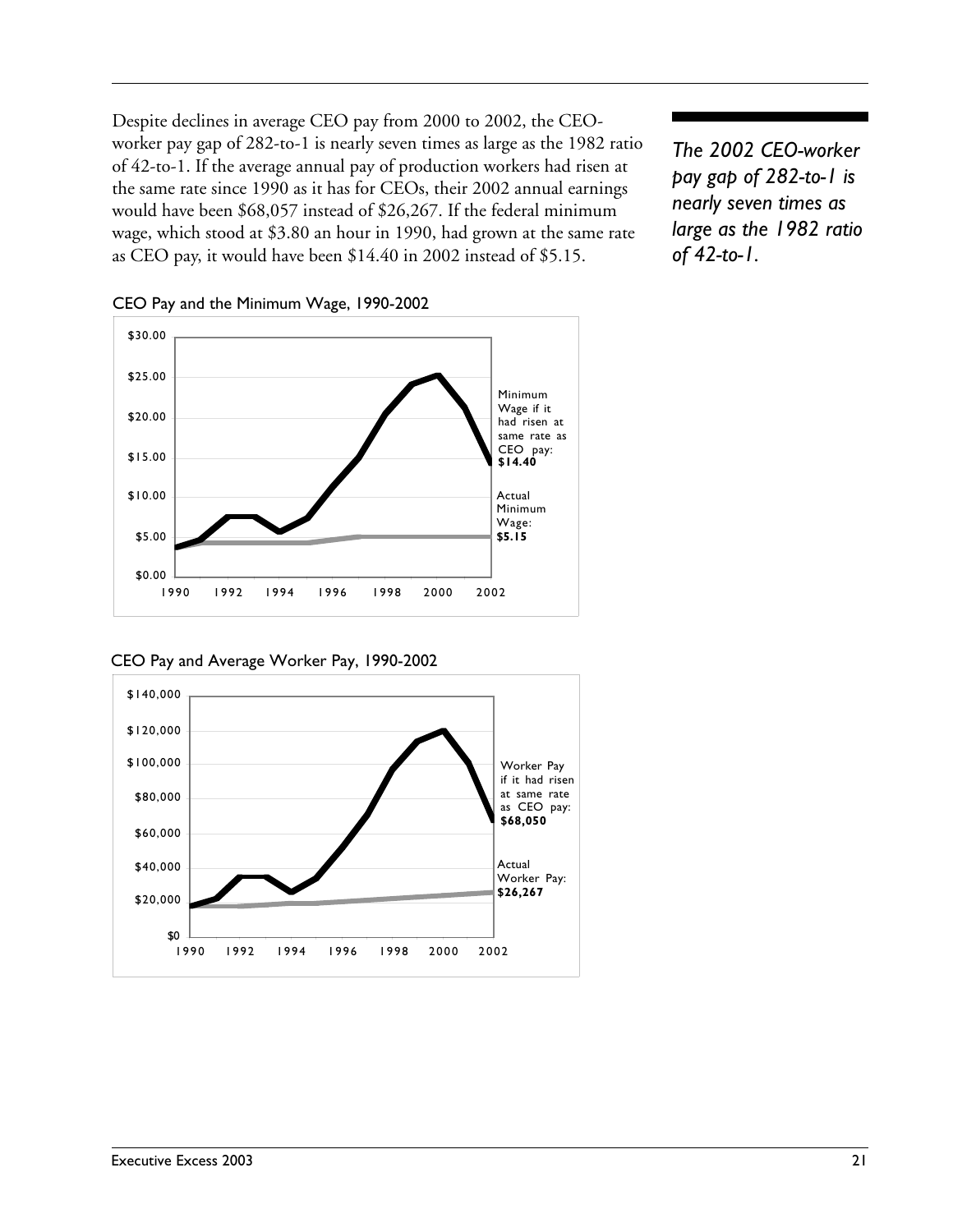Despite declines in average CEO pay from 2000 to 2002, the CEO-worker pay gap of 282-to-1 is nearly seven times as large as the 1982 ratio of 42-to-1. If the average annual pay of production workers had risen at the same rate since 1990 as it has for CEOs, their 2002 annual earnings would have been $68,057 instead of $26,267. If the federal minimum wage, which stood at $3.80 an hour in 1990, had grown at the same rate as CEO pay, it would have been $14.40 in 2002 instead of $5.15.

*The 2002 CEO-worker pay gap of 282-to-1 is nearly seven times as large as the 1982 ratio of 42-to-1.*

CEO Pay and the Minimum Wage, 1990-2002

Minimum Wage if it had risen at same rate as CEO pay: **$14.40**

Actual Minimum Wage: **$5.15**

CEO Pay and Average Worker Pay, 1990-2002

Worker Pay if it had risen at same rate as CEO pay: **$68,050**

Actual Worker Pay: **$26,267**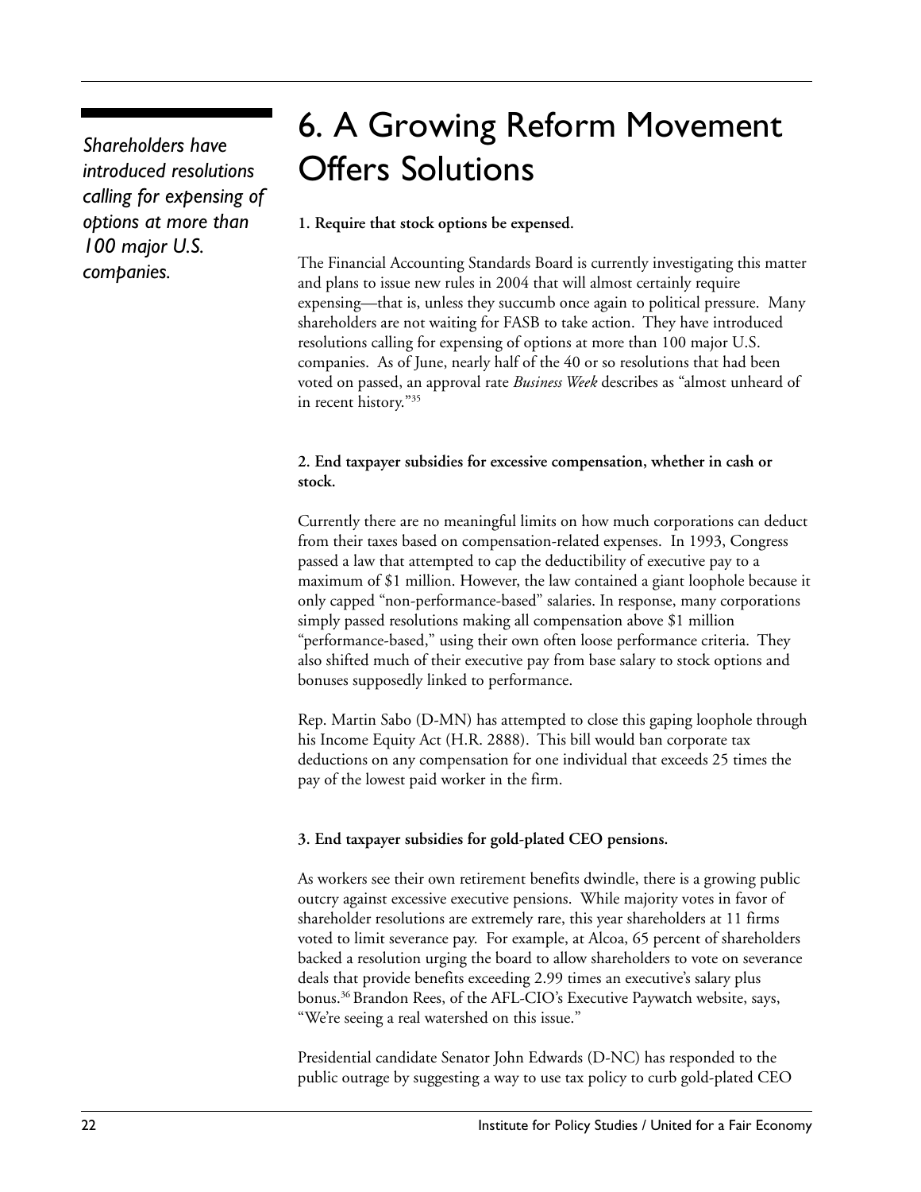*Shareholders have introduced resolutions calling for expensing of options at more than 100 major U.S. companies.*

# 6. A Growing Reform Movement Offers Solutions

**1. Require that stock options be expensed.**

The Financial Accounting Standards Board is currently investigating this matter and plans to issue new rules in 2004 that will almost certainly require expensing—that is, unless they succumb once again to political pressure. Many shareholders are not waiting for FASB to take action. They have introduced resolutions calling for expensing of options at more than 100 major U.S. companies. As of June, nearly half of the 40 or so resolutions that had been voted on passed, an approval rate *Business Week* describes as "almost unheard of in recent history."[35]

**2. End taxpayer subsidies for excessive compensation, whether in cash or stock.**

Currently there are no meaningful limits on how much corporations can deduct from their taxes based on compensation-related expenses. In 1993, Congress passed a law that attempted to cap the deductibility of executive pay to a maximum of $1 million. However, the law contained a giant loophole because it only capped "non-performance-based" salaries. In response, many corporations simply passed resolutions making all compensation above $1 million "performance-based," using their own often loose performance criteria. They also shifted much of their executive pay from base salary to stock options and bonuses supposedly linked to performance.

Rep. Martin Sabo (D-MN) has attempted to close this gaping loophole through his Income Equity Act (H.R. 2888). This bill would ban corporate tax deductions on any compensation for one individual that exceeds 25 times the pay of the lowest paid worker in the firm.

**3. End taxpayer subsidies for gold-plated CEO pensions.**

As workers see their own retirement benefits dwindle, there is a growing public outcry against excessive executive pensions. While majority votes in favor of shareholder resolutions are extremely rare, this year shareholders at 11 firms voted to limit severance pay. For example, at Alcoa, 65 percent of shareholders backed a resolution urging the board to allow shareholders to vote on severance deals that provide benefits exceeding 2.99 times an executive's salary plus bonus.[36] Brandon Rees, of the AFL-CIO's Executive Paywatch website, says, "We're seeing a real watershed on this issue."

Presidential candidate Senator John Edwards (D-NC) has responded to the public outrage by suggesting a way to use tax policy to curb gold-plated CEO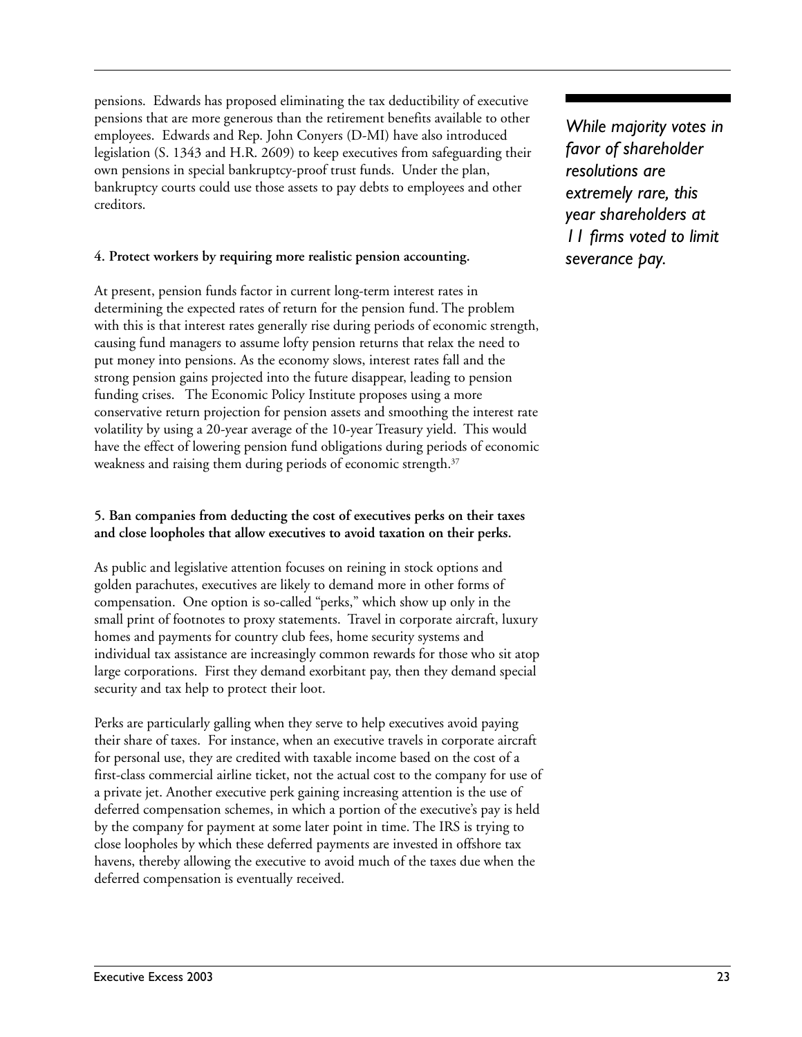pensions. Edwards has proposed eliminating the tax deductibility of executive pensions that are more generous than the retirement benefits available to other employees. Edwards and Rep. John Conyers (D-MI) have also introduced legislation (S. 1343 and H.R. 2609) to keep executives from safeguarding their own pensions in special bankruptcy-proof trust funds. Under the plan, bankruptcy courts could use those assets to pay debts to employees and other creditors.

*While majority votes in favor of shareholder resolutions are extremely rare, this year shareholders at 11 firms voted to limit severance pay.*

**4. Protect workers by requiring more realistic pension accounting.**

At present, pension funds factor in current long-term interest rates in determining the expected rates of return for the pension fund. The problem with this is that interest rates generally rise during periods of economic strength, causing fund managers to assume lofty pension returns that relax the need to put money into pensions. As the economy slows, interest rates fall and the strong pension gains projected into the future disappear, leading to pension funding crises. The Economic Policy Institute proposes using a more conservative return projection for pension assets and smoothing the interest rate volatility by using a 20-year average of the 10-year Treasury yield. This would have the effect of lowering pension fund obligations during periods of economic weakness and raising them during periods of economic strength.[37]

**5. Ban companies from deducting the cost of executives perks on their taxes and close loopholes that allow executives to avoid taxation on their perks.**

As public and legislative attention focuses on reining in stock options and golden parachutes, executives are likely to demand more in other forms of compensation. One option is so-called "perks," which show up only in the small print of footnotes to proxy statements. Travel in corporate aircraft, luxury homes and payments for country club fees, home security systems and individual tax assistance are increasingly common rewards for those who sit atop large corporations. First they demand exorbitant pay, then they demand special security and tax help to protect their loot.

Perks are particularly galling when they serve to help executives avoid paying their share of taxes. For instance, when an executive travels in corporate aircraft for personal use, they are credited with taxable income based on the cost of a first-class commercial airline ticket, not the actual cost to the company for use of a private jet. Another executive perk gaining increasing attention is the use of deferred compensation schemes, in which a portion of the executive's pay is held by the company for payment at some later point in time. The IRS is trying to close loopholes by which these deferred payments are invested in offshore tax havens, thereby allowing the executive to avoid much of the taxes due when the deferred compensation is eventually received.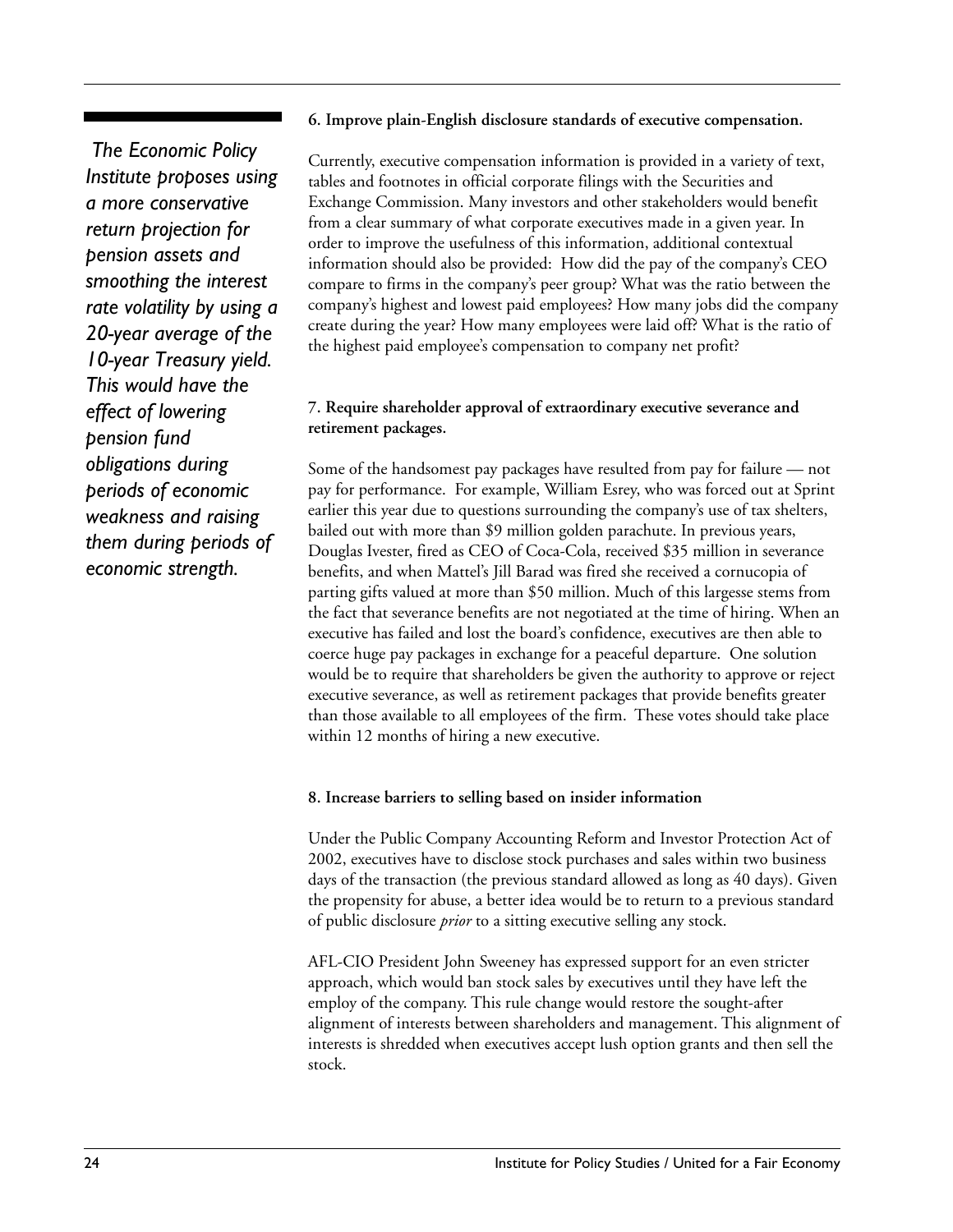*The Economic Policy Institute proposes using a more conservative return projection for pension assets and smoothing the interest rate volatility by using a 20-year average of the 10-year Treasury yield. This would have the effect of lowering pension fund obligations during periods of economic weakness and raising them during periods of economic strength.*

**6. Improve plain-English disclosure standards of executive compensation.**

Currently, executive compensation information is provided in a variety of text, tables and footnotes in official corporate filings with the Securities and Exchange Commission. Many investors and other stakeholders would benefit from a clear summary of what corporate executives made in a given year. In order to improve the usefulness of this information, additional contextual information should also be provided: How did the pay of the company's CEO compare to firms in the company's peer group? What was the ratio between the company's highest and lowest paid employees? How many jobs did the company create during the year? How many employees were laid off? What is the ratio of the highest paid employee's compensation to company net profit?

**7. Require shareholder approval of extraordinary executive severance and retirement packages.**

Some of the handsomest pay packages have resulted from pay for failure — not pay for performance. For example, William Esrey, who was forced out at Sprint earlier this year due to questions surrounding the company's use of tax shelters, bailed out with more than $9 million golden parachute. In previous years, Douglas Ivester, fired as CEO of Coca-Cola, received $35 million in severance benefits, and when Mattel's Jill Barad was fired she received a cornucopia of parting gifts valued at more than $50 million. Much of this largesse stems from the fact that severance benefits are not negotiated at the time of hiring. When an executive has failed and lost the board's confidence, executives are then able to coerce huge pay packages in exchange for a peaceful departure. One solution would be to require that shareholders be given the authority to approve or reject executive severance, as well as retirement packages that provide benefits greater than those available to all employees of the firm. These votes should take place within 12 months of hiring a new executive.

**8. Increase barriers to selling based on insider information**

Under the Public Company Accounting Reform and Investor Protection Act of 2002, executives have to disclose stock purchases and sales within two business days of the transaction (the previous standard allowed as long as 40 days). Given the propensity for abuse, a better idea would be to return to a previous standard of public disclosure *prior* to a sitting executive selling any stock.

AFL-CIO President John Sweeney has expressed support for an even stricter approach, which would ban stock sales by executives until they have left the employ of the company. This rule change would restore the sought-after alignment of interests between shareholders and management. This alignment of interests is shredded when executives accept lush option grants and then sell the stock.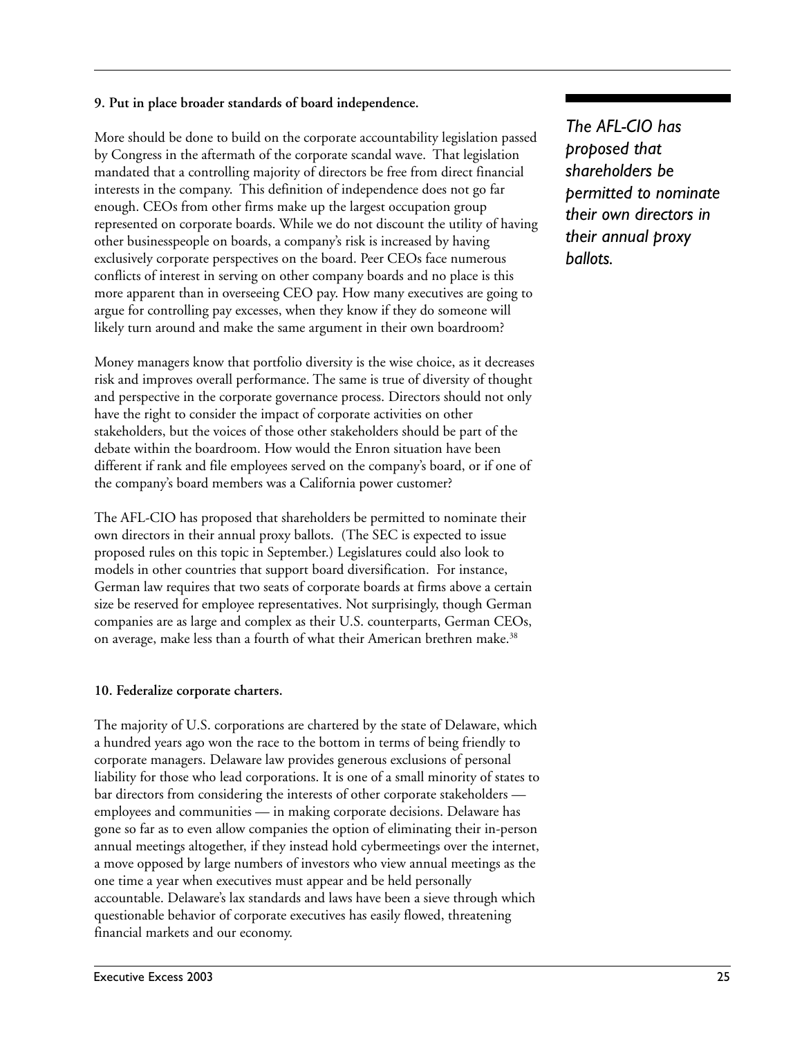**9. Put in place broader standards of board independence.**

More should be done to build on the corporate accountability legislation passed by Congress in the aftermath of the corporate scandal wave. That legislation mandated that a controlling majority of directors be free from direct financial interests in the company. This definition of independence does not go far enough. CEOs from other firms make up the largest occupation group represented on corporate boards. While we do not discount the utility of having other businesspeople on boards, a company's risk is increased by having exclusively corporate perspectives on the board. Peer CEOs face numerous conflicts of interest in serving on other company boards and no place is this more apparent than in overseeing CEO pay. How many executives are going to argue for controlling pay excesses, when they know if they do someone will likely turn around and make the same argument in their own boardroom?

Money managers know that portfolio diversity is the wise choice, as it decreases risk and improves overall performance. The same is true of diversity of thought and perspective in the corporate governance process. Directors should not only have the right to consider the impact of corporate activities on other stakeholders, but the voices of those other stakeholders should be part of the debate within the boardroom. How would the Enron situation have been different if rank and file employees served on the company's board, or if one of the company's board members was a California power customer?

*The AFL-CIO has proposed that shareholders be permitted to nominate their own directors in their annual proxy ballots.*

The AFL-CIO has proposed that shareholders be permitted to nominate their own directors in their annual proxy ballots. (The SEC is expected to issue proposed rules on this topic in September.) Legislatures could also look to models in other countries that support board diversification. For instance, German law requires that two seats of corporate boards at firms above a certain size be reserved for employee representatives. Not surprisingly, though German companies are as large and complex as their U.S. counterparts, German CEOs, on average, make less than a fourth of what their American brethren make.[38]

**10. Federalize corporate charters.**

The majority of U.S. corporations are chartered by the state of Delaware, which a hundred years ago won the race to the bottom in terms of being friendly to corporate managers. Delaware law provides generous exclusions of personal liability for those who lead corporations. It is one of a small minority of states to bar directors from considering the interests of other corporate stakeholders — employees and communities — in making corporate decisions. Delaware has gone so far as to even allow companies the option of eliminating their in-person annual meetings altogether, if they instead hold cybermeetings over the internet, a move opposed by large numbers of investors who view annual meetings as the one time a year when executives must appear and be held personally accountable. Delaware's lax standards and laws have been a sieve through which questionable behavior of corporate executives has easily flowed, threatening financial markets and our economy.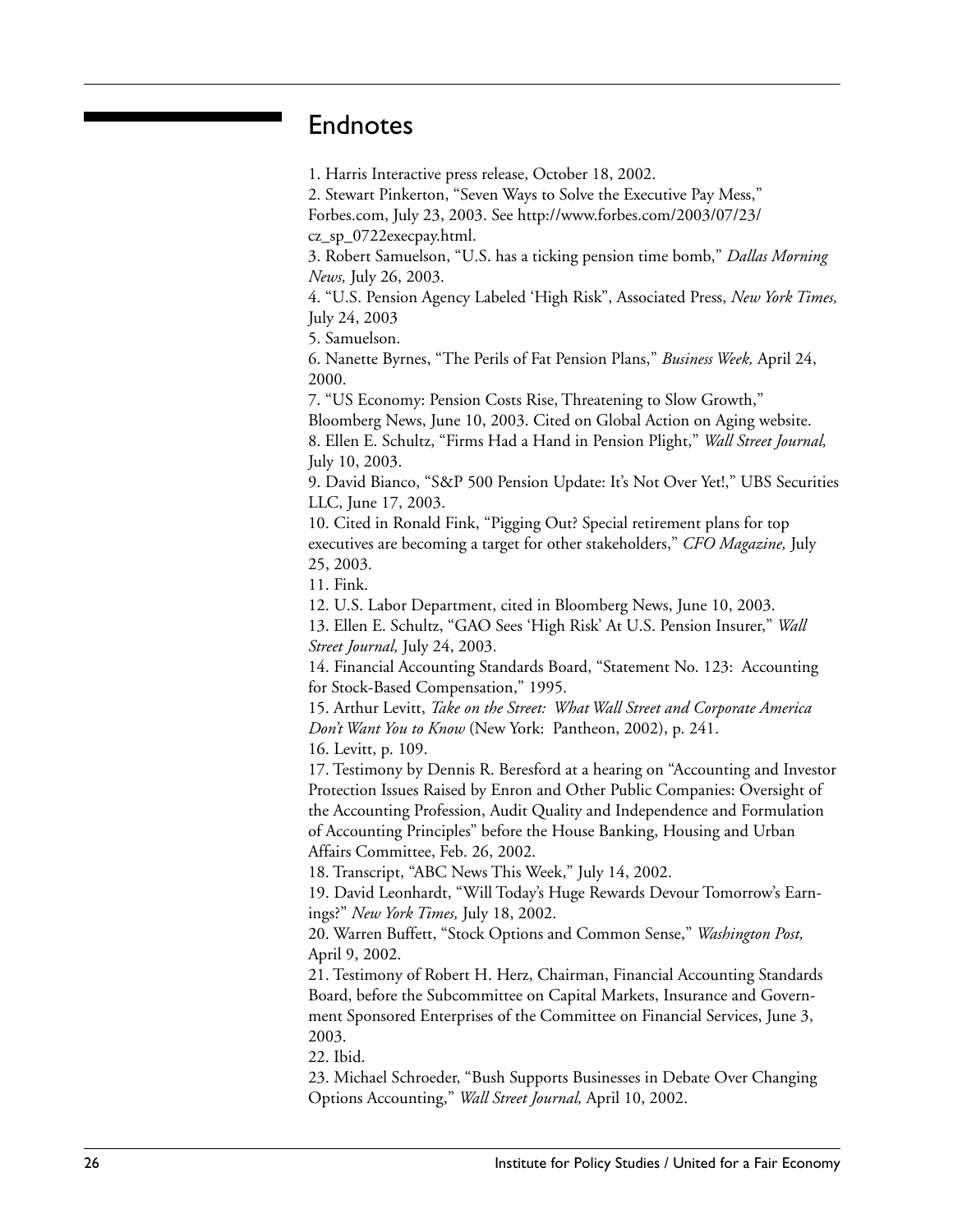## Endnotes

1. Harris Interactive press release, October 18, 2002.
2. Stewart Pinkerton, "Seven Ways to Solve the Executive Pay Mess," Forbes.com, July 23, 2003. See http://www.forbes.com/2003/07/23/cz_sp_0722execpay.html.
3. Robert Samuelson, "U.S. has a ticking pension time bomb," *Dallas Morning News,* July 26, 2003.
4. "U.S. Pension Agency Labeled 'High Risk", Associated Press, *New York Times,* July 24, 2003
5. Samuelson.
6. Nanette Byrnes, "The Perils of Fat Pension Plans," *Business Week,* April 24, 2000.
7. "US Economy: Pension Costs Rise, Threatening to Slow Growth," Bloomberg News, June 10, 2003. Cited on Global Action on Aging website.
8. Ellen E. Schultz, "Firms Had a Hand in Pension Plight," *Wall Street Journal,* July 10, 2003.
9. David Bianco, "S&P 500 Pension Update: It's Not Over Yet!," UBS Securities LLC, June 17, 2003.
10. Cited in Ronald Fink, "Pigging Out? Special retirement plans for top executives are becoming a target for other stakeholders," *CFO Magazine,* July 25, 2003.
11. Fink.
12. U.S. Labor Department, cited in Bloomberg News, June 10, 2003.
13. Ellen E. Schultz, "GAO Sees 'High Risk' At U.S. Pension Insurer," *Wall Street Journal,* July 24, 2003.
14. Financial Accounting Standards Board, "Statement No. 123: Accounting for Stock-Based Compensation," 1995.
15. Arthur Levitt, *Take on the Street: What Wall Street and Corporate America Don't Want You to Know* (New York: Pantheon, 2002), p. 241.
16. Levitt, p. 109.
17. Testimony by Dennis R. Beresford at a hearing on "Accounting and Investor Protection Issues Raised by Enron and Other Public Companies: Oversight of the Accounting Profession, Audit Quality and Independence and Formulation of Accounting Principles" before the House Banking, Housing and Urban Affairs Committee, Feb. 26, 2002.
18. Transcript, "ABC News This Week," July 14, 2002.
19. David Leonhardt, "Will Today's Huge Rewards Devour Tomorrow's Earnings?" *New York Times,* July 18, 2002.
20. Warren Buffett, "Stock Options and Common Sense," *Washington Post,* April 9, 2002.
21. Testimony of Robert H. Herz, Chairman, Financial Accounting Standards Board, before the Subcommittee on Capital Markets, Insurance and Government Sponsored Enterprises of the Committee on Financial Services, June 3, 2003.
22. Ibid.
23. Michael Schroeder, "Bush Supports Businesses in Debate Over Changing Options Accounting," *Wall Street Journal,* April 10, 2002.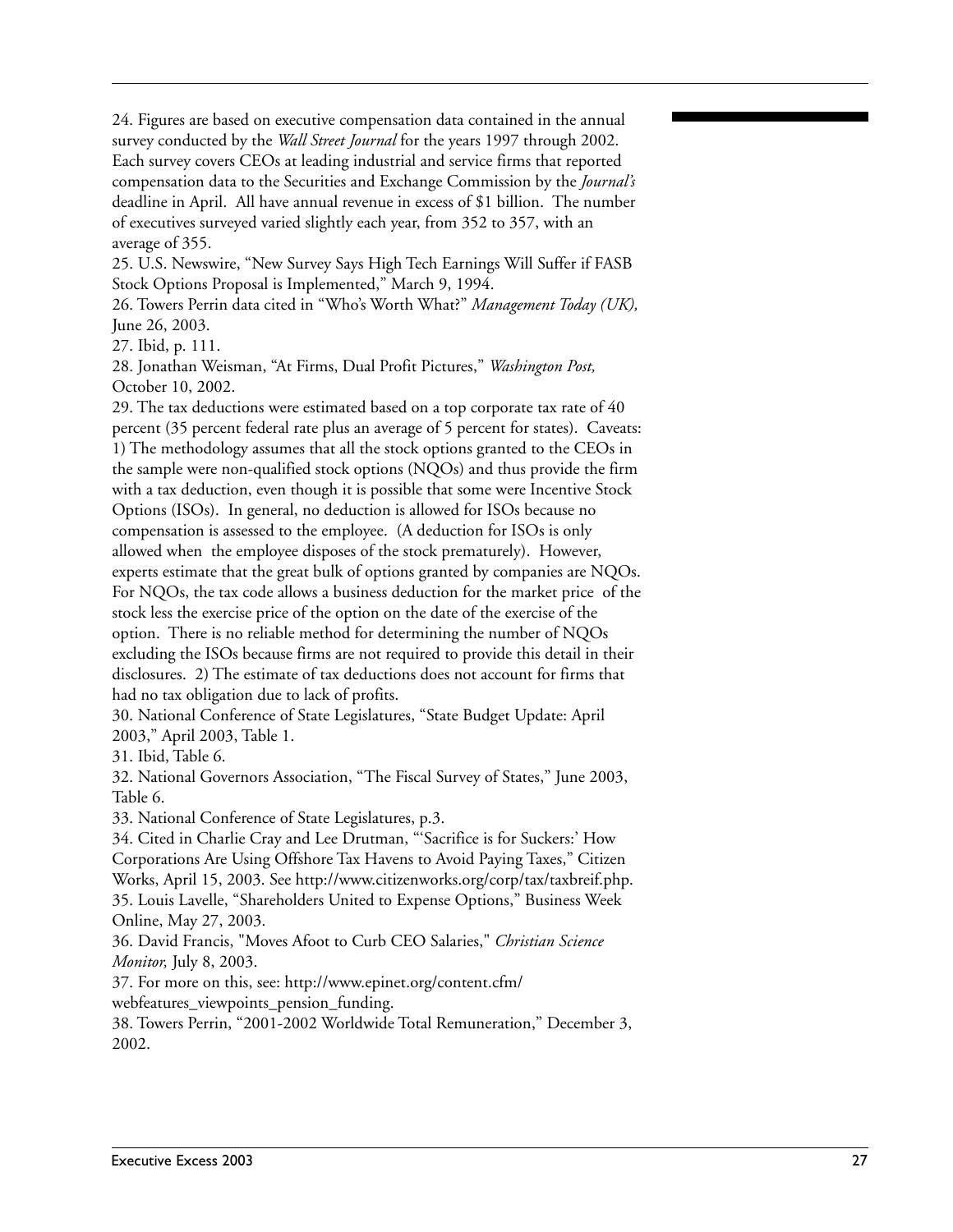24. Figures are based on executive compensation data contained in the annual survey conducted by the *Wall Street Journal* for the years 1997 through 2002. Each survey covers CEOs at leading industrial and service firms that reported compensation data to the Securities and Exchange Commission by the *Journal's* deadline in April. All have annual revenue in excess of $1 billion. The number of executives surveyed varied slightly each year, from 352 to 357, with an average of 355.

25. U.S. Newswire, "New Survey Says High Tech Earnings Will Suffer if FASB Stock Options Proposal is Implemented," March 9, 1994.

26. Towers Perrin data cited in "Who's Worth What?" *Management Today (UK),* June 26, 2003.

27. Ibid, p. 111.

28. Jonathan Weisman, "At Firms, Dual Profit Pictures," *Washington Post,* October 10, 2002.

29. The tax deductions were estimated based on a top corporate tax rate of 40 percent (35 percent federal rate plus an average of 5 percent for states). Caveats: 1) The methodology assumes that all the stock options granted to the CEOs in the sample were non-qualified stock options (NQOs) and thus provide the firm with a tax deduction, even though it is possible that some were Incentive Stock Options (ISOs). In general, no deduction is allowed for ISOs because no compensation is assessed to the employee. (A deduction for ISOs is only allowed when the employee disposes of the stock prematurely). However, experts estimate that the great bulk of options granted by companies are NQOs. For NQOs, the tax code allows a business deduction for the market price of the stock less the exercise price of the option on the date of the exercise of the option. There is no reliable method for determining the number of NQOs excluding the ISOs because firms are not required to provide this detail in their disclosures. 2) The estimate of tax deductions does not account for firms that had no tax obligation due to lack of profits.

30. National Conference of State Legislatures, "State Budget Update: April 2003," April 2003, Table 1.

31. Ibid, Table 6.

32. National Governors Association, "The Fiscal Survey of States," June 2003, Table 6.

33. National Conference of State Legislatures, p.3.

34. Cited in Charlie Cray and Lee Drutman, "'Sacrifice is for Suckers:' How Corporations Are Using Offshore Tax Havens to Avoid Paying Taxes," Citizen Works, April 15, 2003. See http://www.citizenworks.org/corp/tax/taxbreif.php.

35. Louis Lavelle, "Shareholders United to Expense Options," Business Week Online, May 27, 2003.

36. David Francis, "Moves Afoot to Curb CEO Salaries," *Christian Science Monitor,* July 8, 2003.

37. For more on this, see: http://www.epinet.org/content.cfm/webfeatures_viewpoints_pension_funding.

38. Towers Perrin, "2001-2002 Worldwide Total Remuneration," December 3, 2002.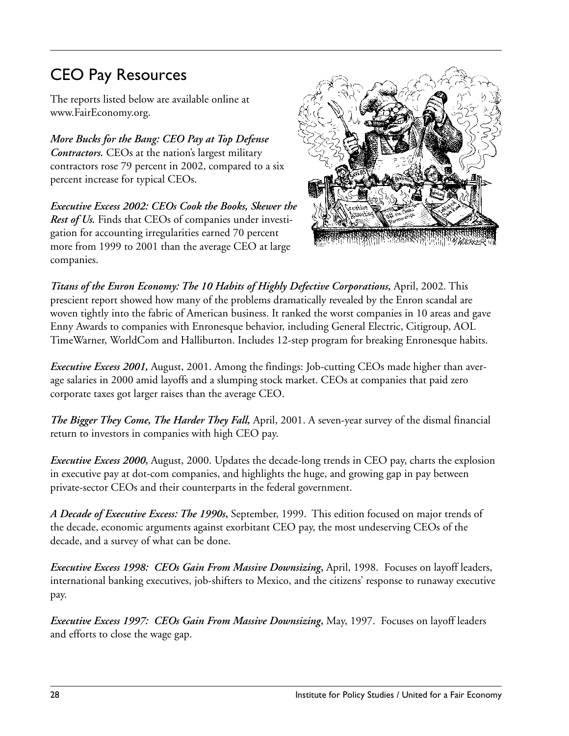## CEO Pay Resources

The reports listed below are available online at www.FairEconomy.org.

***More Bucks for the Bang: CEO Pay at Top Defense Contractors.*** CEOs at the nation's largest military contractors rose 79 percent in 2002, compared to a six percent increase for typical CEOs.

***Executive Excess 2002: CEOs Cook the Books, Skewer the Rest of Us.*** Finds that CEOs of companies under investigation for accounting irregularities earned 70 percent more from 1999 to 2001 than the average CEO at large companies.

***Titans of the Enron Economy: The 10 Habits of Highly Defective Corporations,*** April, 2002. This prescient report showed how many of the problems dramatically revealed by the Enron scandal are woven tightly into the fabric of American business. It ranked the worst companies in 10 areas and gave Enny Awards to companies with Enronesque behavior, including General Electric, Citigroup, AOL TimeWarner, WorldCom and Halliburton. Includes 12-step program for breaking Enronesque habits.

***Executive Excess 2001,*** August, 2001. Among the findings: Job-cutting CEOs made higher than average salaries in 2000 amid layoffs and a slumping stock market. CEOs at companies that paid zero corporate taxes got larger raises than the average CEO.

***The Bigger They Come, The Harder They Fall,*** April, 2001. A seven-year survey of the dismal financial return to investors in companies with high CEO pay.

***Executive Excess 2000*****,** August, 2000. Updates the decade-long trends in CEO pay, charts the explosion in executive pay at dot-com companies, and highlights the huge, and growing gap in pay between private-sector CEOs and their counterparts in the federal government.

***A Decade of Executive Excess: The 1990s*****,** September, 1999. This edition focused on major trends of the decade, economic arguments against exorbitant CEO pay, the most undeserving CEOs of the decade, and a survey of what can be done.

***Executive Excess 1998: CEOs Gain From Massive Downsizing*****,** April, 1998. Focuses on layoff leaders, international banking executives, job-shifters to Mexico, and the citizens' response to runaway executive pay.

***Executive Excess 1997: CEOs Gain From Massive Downsizing*****,** May, 1997. Focuses on layoff leaders and efforts to close the wage gap.